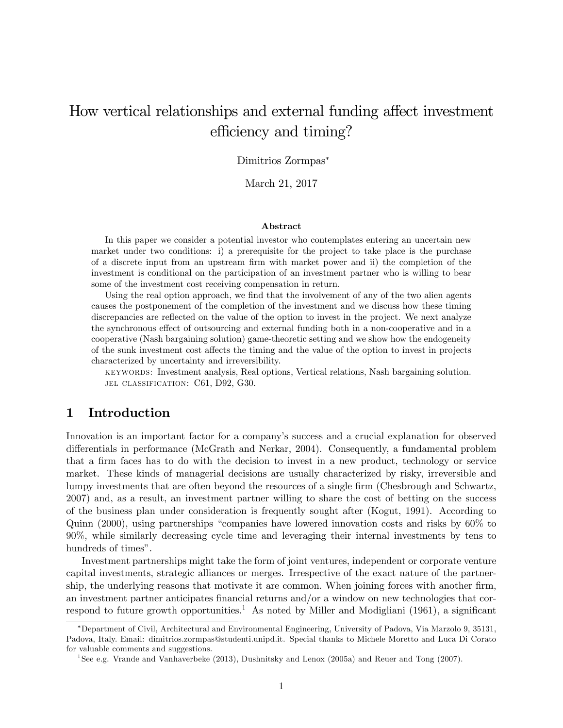# How vertical relationships and external funding affect investment efficiency and timing?

Dimitrios Zormpas*

March 21, 2017

### Abstract

In this paper we consider a potential investor who contemplates entering an uncertain new market under two conditions: i) a prerequisite for the project to take place is the purchase of a discrete input from an upstream firm with market power and ii) the completion of the investment is conditional on the participation of an investment partner who is willing to bear some of the investment cost receiving compensation in return.

Using the real option approach, we find that the involvement of any of the two alien agents causes the postponement of the completion of the investment and we discuss how these timing discrepancies are reflected on the value of the option to invest in the project. We next analyze the synchronous effect of outsourcing and external funding both in a non-cooperative and in a cooperative (Nash bargaining solution) game-theoretic setting and we show how the endogeneity of the sunk investment cost affects the timing and the value of the option to invest in projects characterized by uncertainty and irreversibility.

KEYWORDS: Investment analysis, Real options, Vertical relations, Nash bargaining solution.
JEL CLASSIFICATION: C61, D92, G30.

## 1 Introduction

Innovation is an important factor for a company's success and a crucial explanation for observed differentials in performance (McGrath and Nerkar, 2004). Consequently, a fundamental problem that a firm faces has to do with the decision to invest in a new product, technology or service market. These kinds of managerial decisions are usually characterized by risky, irreversible and lumpy investments that are often beyond the resources of a single firm (Chesbrough and Schwartz, 2007) and, as a result, an investment partner willing to share the cost of betting on the success of the business plan under consideration is frequently sought after (Kogut, 1991). According to Quinn (2000), using partnerships "companies have lowered innovation costs and risks by 60% to 90%, while similarly decreasing cycle time and leveraging their internal investments by tens to hundreds of times".

Investment partnerships might take the form of joint ventures, independent or corporate venture capital investments, strategic alliances or merges. Irrespective of the exact nature of the partnership, the underlying reasons that motivate it are common. When joining forces with another firm, an investment partner anticipates financial returns and/or a window on new technologies that correspond to future growth opportunities.[1] As noted by Miller and Modigliani (1961), a significant

---

*Department of Civil, Architectural and Environmental Engineering, University of Padova, Via Marzolo 9, 35131, Padova, Italy. Email: dimitrios.zormpas@studenti.unipd.it. Special thanks to Michele Moretto and Luca Di Corato for valuable comments and suggestions.

[1] See e.g. Vrande and Vanhaverbeke (2013), Dushnitsky and Lenox (2005a) and Reuer and Tong (2007).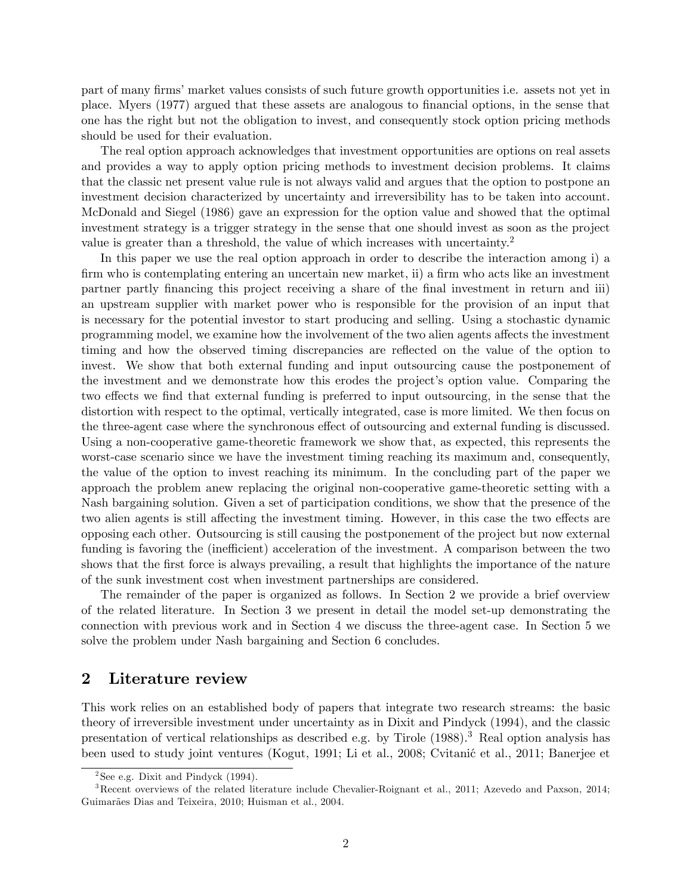part of many firms' market values consists of such future growth opportunities i.e. assets not yet in place. Myers (1977) argued that these assets are analogous to financial options, in the sense that one has the right but not the obligation to invest, and consequently stock option pricing methods should be used for their evaluation.

The real option approach acknowledges that investment opportunities are options on real assets and provides a way to apply option pricing methods to investment decision problems. It claims that the classic net present value rule is not always valid and argues that the option to postpone an investment decision characterized by uncertainty and irreversibility has to be taken into account. McDonald and Siegel (1986) gave an expression for the option value and showed that the optimal investment strategy is a trigger strategy in the sense that one should invest as soon as the project value is greater than a threshold, the value of which increases with uncertainty.[2]

In this paper we use the real option approach in order to describe the interaction among i) a firm who is contemplating entering an uncertain new market, ii) a firm who acts like an investment partner partly financing this project receiving a share of the final investment in return and iii) an upstream supplier with market power who is responsible for the provision of an input that is necessary for the potential investor to start producing and selling. Using a stochastic dynamic programming model, we examine how the involvement of the two alien agents affects the investment timing and how the observed timing discrepancies are reflected on the value of the option to invest. We show that both external funding and input outsourcing cause the postponement of the investment and we demonstrate how this erodes the project's option value. Comparing the two effects we find that external funding is preferred to input outsourcing, in the sense that the distortion with respect to the optimal, vertically integrated, case is more limited. We then focus on the three-agent case where the synchronous effect of outsourcing and external funding is discussed. Using a non-cooperative game-theoretic framework we show that, as expected, this represents the worst-case scenario since we have the investment timing reaching its maximum and, consequently, the value of the option to invest reaching its minimum. In the concluding part of the paper we approach the problem anew replacing the original non-cooperative game-theoretic setting with a Nash bargaining solution. Given a set of participation conditions, we show that the presence of the two alien agents is still affecting the investment timing. However, in this case the two effects are opposing each other. Outsourcing is still causing the postponement of the project but now external funding is favoring the (inefficient) acceleration of the investment. A comparison between the two shows that the first force is always prevailing, a result that highlights the importance of the nature of the sunk investment cost when investment partnerships are considered.

The remainder of the paper is organized as follows. In Section 2 we provide a brief overview of the related literature. In Section 3 we present in detail the model set-up demonstrating the connection with previous work and in Section 4 we discuss the three-agent case. In Section 5 we solve the problem under Nash bargaining and Section 6 concludes.

## 2 Literature review

This work relies on an established body of papers that integrate two research streams: the basic theory of irreversible investment under uncertainty as in Dixit and Pindyck (1994), and the classic presentation of vertical relationships as described e.g. by Tirole (1988).[3] Real option analysis has been used to study joint ventures (Kogut, 1991; Li et al., 2008; Cvitanić et al., 2011; Banerjee et

[2] See e.g. Dixit and Pindyck (1994).

[3] Recent overviews of the related literature include Chevalier-Roignant et al., 2011; Azevedo and Paxson, 2014; Guimarães Dias and Teixeira, 2010; Huisman et al., 2004.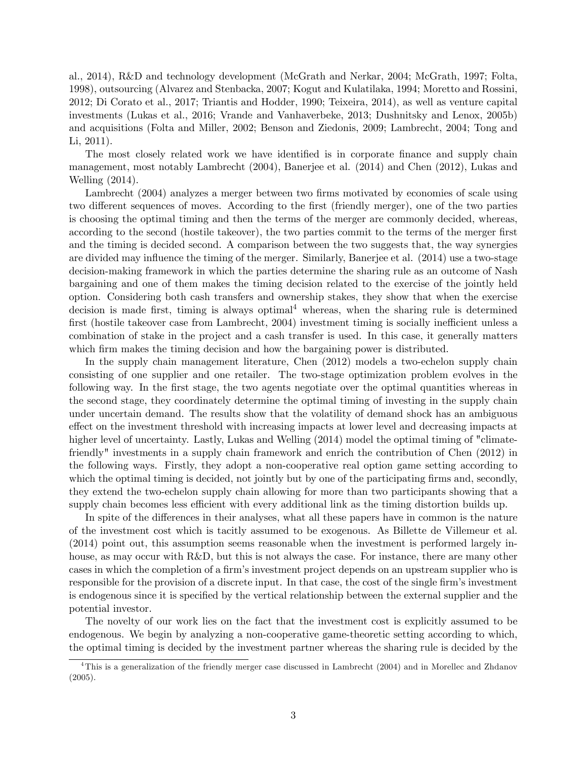al., 2014), R&D and technology development (McGrath and Nerkar, 2004; McGrath, 1997; Folta, 1998), outsourcing (Alvarez and Stenbacka, 2007; Kogut and Kulatilaka, 1994; Moretto and Rossini, 2012; Di Corato et al., 2017; Triantis and Hodder, 1990; Teixeira, 2014), as well as venture capital investments (Lukas et al., 2016; Vrande and Vanhaverbeke, 2013; Dushnitsky and Lenox, 2005b) and acquisitions (Folta and Miller, 2002; Benson and Ziedonis, 2009; Lambrecht, 2004; Tong and Li, 2011).

The most closely related work we have identified is in corporate finance and supply chain management, most notably Lambrecht (2004), Banerjee et al. (2014) and Chen (2012), Lukas and Welling (2014).

Lambrecht (2004) analyzes a merger between two firms motivated by economies of scale using two different sequences of moves. According to the first (friendly merger), one of the two parties is choosing the optimal timing and then the terms of the merger are commonly decided, whereas, according to the second (hostile takeover), the two parties commit to the terms of the merger first and the timing is decided second. A comparison between the two suggests that, the way synergies are divided may influence the timing of the merger. Similarly, Banerjee et al. (2014) use a two-stage decision-making framework in which the parties determine the sharing rule as an outcome of Nash bargaining and one of them makes the timing decision related to the exercise of the jointly held option. Considering both cash transfers and ownership stakes, they show that when the exercise decision is made first, timing is always optimal[4] whereas, when the sharing rule is determined first (hostile takeover case from Lambrecht, 2004) investment timing is socially inefficient unless a combination of stake in the project and a cash transfer is used. In this case, it generally matters which firm makes the timing decision and how the bargaining power is distributed.

In the supply chain management literature, Chen (2012) models a two-echelon supply chain consisting of one supplier and one retailer. The two-stage optimization problem evolves in the following way. In the first stage, the two agents negotiate over the optimal quantities whereas in the second stage, they coordinately determine the optimal timing of investing in the supply chain under uncertain demand. The results show that the volatility of demand shock has an ambiguous effect on the investment threshold with increasing impacts at lower level and decreasing impacts at higher level of uncertainty. Lastly, Lukas and Welling (2014) model the optimal timing of "climate-friendly" investments in a supply chain framework and enrich the contribution of Chen (2012) in the following ways. Firstly, they adopt a non-cooperative real option game setting according to which the optimal timing is decided, not jointly but by one of the participating firms and, secondly, they extend the two-echelon supply chain allowing for more than two participants showing that a supply chain becomes less efficient with every additional link as the timing distortion builds up.

In spite of the differences in their analyses, what all these papers have in common is the nature of the investment cost which is tacitly assumed to be exogenous. As Billette de Villemeur et al. (2014) point out, this assumption seems reasonable when the investment is performed largely in-house, as may occur with R&D, but this is not always the case. For instance, there are many other cases in which the completion of a firm's investment project depends on an upstream supplier who is responsible for the provision of a discrete input. In that case, the cost of the single firm's investment is endogenous since it is specified by the vertical relationship between the external supplier and the potential investor.

The novelty of our work lies on the fact that the investment cost is explicitly assumed to be endogenous. We begin by analyzing a non-cooperative game-theoretic setting according to which, the optimal timing is decided by the investment partner whereas the sharing rule is decided by the

[4] This is a generalization of the friendly merger case discussed in Lambrecht (2004) and in Morellec and Zhdanov (2005).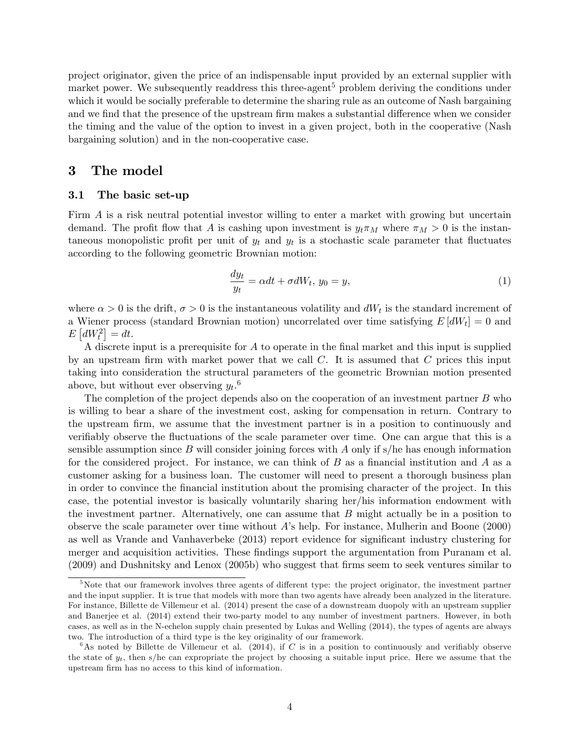project originator, given the price of an indispensable input provided by an external supplier with market power. We subsequently readdress this three-agent[5] problem deriving the conditions under which it would be socially preferable to determine the sharing rule as an outcome of Nash bargaining and we find that the presence of the upstream firm makes a substantial difference when we consider the timing and the value of the option to invest in a given project, both in the cooperative (Nash bargaining solution) and in the non-cooperative case.

# 3 The model

## 3.1 The basic set-up

Firm $A$ is a risk neutral potential investor willing to enter a market with growing but uncertain demand. The profit flow that $A$ is cashing upon investment is $y_t \pi_M$ where $\pi_M > 0$ is the instantaneous monopolistic profit per unit of $y_t$ and $y_t$ is a stochastic scale parameter that fluctuates according to the following geometric Brownian motion:

$$\frac{dy_t}{y_t} = \alpha dt + \sigma dW_t,\; y_0 = y, \tag{1}$$

where $\alpha > 0$ is the drift, $\sigma > 0$ is the instantaneous volatility and $dW_t$ is the standard increment of a Wiener process (standard Brownian motion) uncorrelated over time satisfying $E\left[dW_t\right] = 0$ and $E\left[dW_t^2\right] = dt$.

A discrete input is a prerequisite for $A$ to operate in the final market and this input is supplied by an upstream firm with market power that we call $C$. It is assumed that $C$ prices this input taking into consideration the structural parameters of the geometric Brownian motion presented above, but without ever observing $y_t$.[6]

The completion of the project depends also on the cooperation of an investment partner $B$ who is willing to bear a share of the investment cost, asking for compensation in return. Contrary to the upstream firm, we assume that the investment partner is in a position to continuously and verifiably observe the fluctuations of the scale parameter over time. One can argue that this is a sensible assumption since $B$ will consider joining forces with $A$ only if s/he has enough information for the considered project. For instance, we can think of $B$ as a financial institution and $A$ as a customer asking for a business loan. The customer will need to present a thorough business plan in order to convince the financial institution about the promising character of the project. In this case, the potential investor is basically voluntarily sharing her/his information endowment with the investment partner. Alternatively, one can assume that $B$ might actually be in a position to observe the scale parameter over time without $A$'s help. For instance, Mulherin and Boone (2000) as well as Vrande and Vanhaverbeke (2013) report evidence for significant industry clustering for merger and acquisition activities. These findings support the argumentation from Puranam et al. (2009) and Dushnitsky and Lenox (2005b) who suggest that firms seem to seek ventures similar to

[5] Note that our framework involves three agents of different type: the project originator, the investment partner and the input supplier. It is true that models with more than two agents have already been analyzed in the literature. For instance, Billette de Villemeur et al. (2014) present the case of a downstream duopoly with an upstream supplier and Banerjee et al. (2014) extend their two-party model to any number of investment partners. However, in both cases, as well as in the N-echelon supply chain presented by Lukas and Welling (2014), the types of agents are always two. The introduction of a third type is the key originality of our framework.

[6] As noted by Billette de Villemeur et al. (2014), if $C$ is in a position to continuously and verifiably observe the state of $y_t$, then s/he can expropriate the project by choosing a suitable input price. Here we assume that the upstream firm has no access to this kind of information.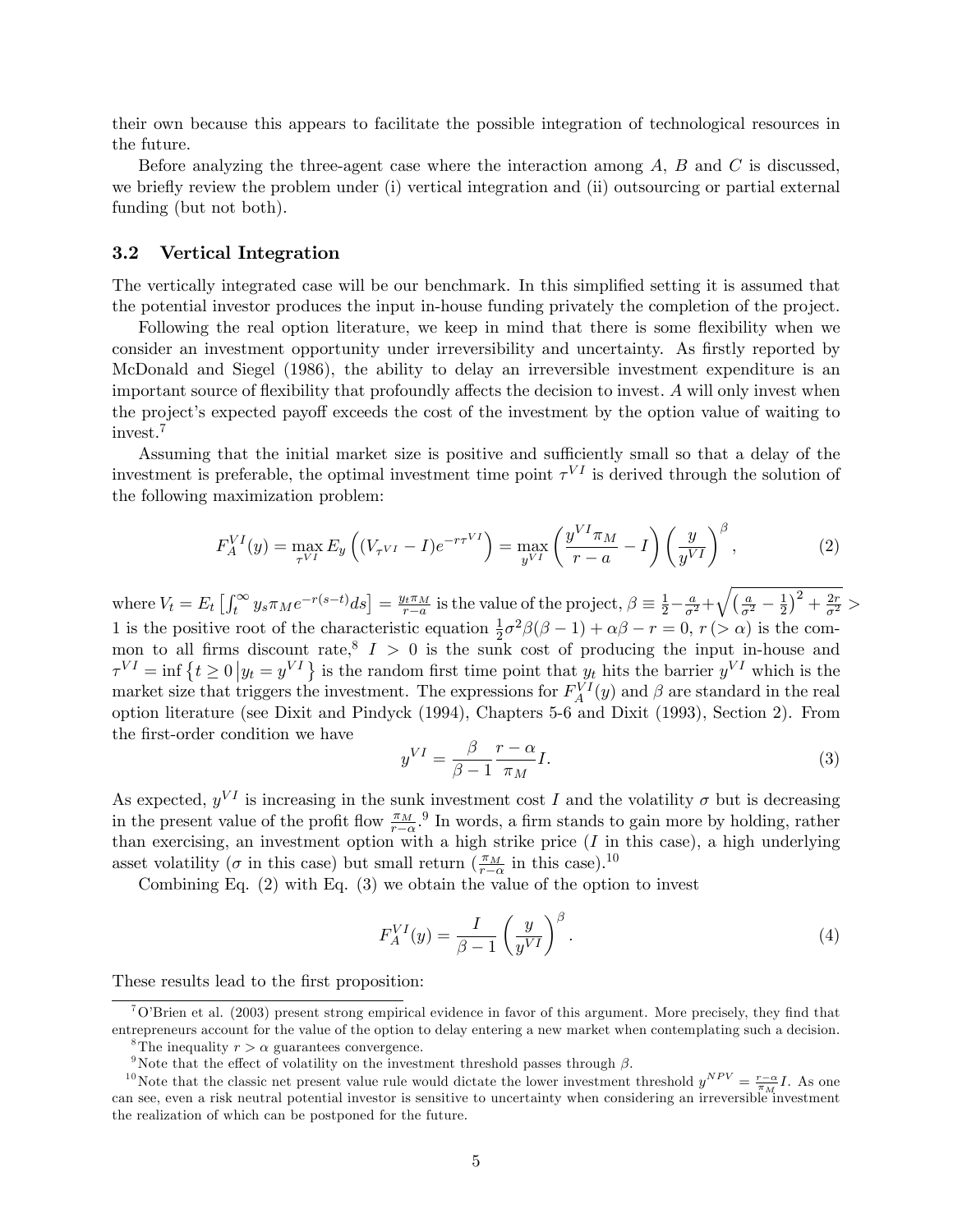their own because this appears to facilitate the possible integration of technological resources in the future.

Before analyzing the three-agent case where the interaction among $A$, $B$ and $C$ is discussed, we briefly review the problem under (i) vertical integration and (ii) outsourcing or partial external funding (but not both).

### 3.2 Vertical Integration

The vertically integrated case will be our benchmark. In this simplified setting it is assumed that the potential investor produces the input in-house funding privately the completion of the project.

Following the real option literature, we keep in mind that there is some flexibility when we consider an investment opportunity under irreversibility and uncertainty. As firstly reported by McDonald and Siegel (1986), the ability to delay an irreversible investment expenditure is an important source of flexibility that profoundly affects the decision to invest. $A$ will only invest when the project's expected payoff exceeds the cost of the investment by the option value of waiting to invest.[7]

Assuming that the initial market size is positive and sufficiently small so that a delay of the investment is preferable, the optimal investment time point $\tau^{VI}$ is derived through the solution of the following maximization problem:

$$F_A^{VI}(y) = \max_{\tau^{VI}} E_y \left( (V_{\tau^{VI}} - I) e^{-r\tau^{VI}} \right) = \max_{y^{VI}} \left( \frac{y^{VI}\pi_M}{r-a} - I \right) \left( \frac{y}{y^{VI}} \right)^{\beta}, \tag{2}$$

where $V_t = E_t \left[ \int_t^{\infty} y_s \pi_M e^{-r(s-t)} ds \right] = \frac{y_t \pi_M}{r-a}$ is the value of the project, $\beta \equiv \frac{1}{2} - \frac{a}{\sigma^2} + \sqrt{\left(\frac{a}{\sigma^2} - \frac{1}{2}\right)^2 + \frac{2r}{\sigma^2}} > 1$ is the positive root of the characteristic equation $\frac{1}{2}\sigma^2\beta(\beta-1) + \alpha\beta - r = 0$, $r\,(> \alpha)$ is the common to all firms discount rate,[8] $I > 0$ is the sunk cost of producing the input in-house and $\tau^{VI} = \inf\left\{ t \geq 0 \,\middle|\, y_t = y^{VI} \right\}$ is the random first time point that $y_t$ hits the barrier $y^{VI}$ which is the market size that triggers the investment. The expressions for $F_A^{VI}(y)$ and $\beta$ are standard in the real option literature (see Dixit and Pindyck (1994), Chapters 5-6 and Dixit (1993), Section 2). From the first-order condition we have

$$y^{VI} = \frac{\beta}{\beta - 1} \frac{r - \alpha}{\pi_M} I. \tag{3}$$

As expected, $y^{VI}$ is increasing in the sunk investment cost $I$ and the volatility $\sigma$ but is decreasing in the present value of the profit flow $\frac{\pi_M}{r-\alpha}$.[9] In words, a firm stands to gain more by holding, rather than exercising, an investment option with a high strike price ($I$ in this case), a high underlying asset volatility ($\sigma$ in this case) but small return ($\frac{\pi_M}{r-\alpha}$ in this case).[10]

Combining Eq. (2) with Eq. (3) we obtain the value of the option to invest

$$F_A^{VI}(y) = \frac{I}{\beta - 1} \left( \frac{y}{y^{VI}} \right)^{\beta}. \tag{4}$$

These results lead to the first proposition:

---

[7] O'Brien et al. (2003) present strong empirical evidence in favor of this argument. More precisely, they find that entrepreneurs account for the value of the option to delay entering a new market when contemplating such a decision.

[8] The inequality $r > \alpha$ guarantees convergence.

[9] Note that the effect of volatility on the investment threshold passes through $\beta$.

[10] Note that the classic net present value rule would dictate the lower investment threshold $y^{NPV} = \frac{r-\alpha}{\pi_M} I$. As one can see, even a risk neutral potential investor is sensitive to uncertainty when considering an irreversible investment the realization of which can be postponed for the future.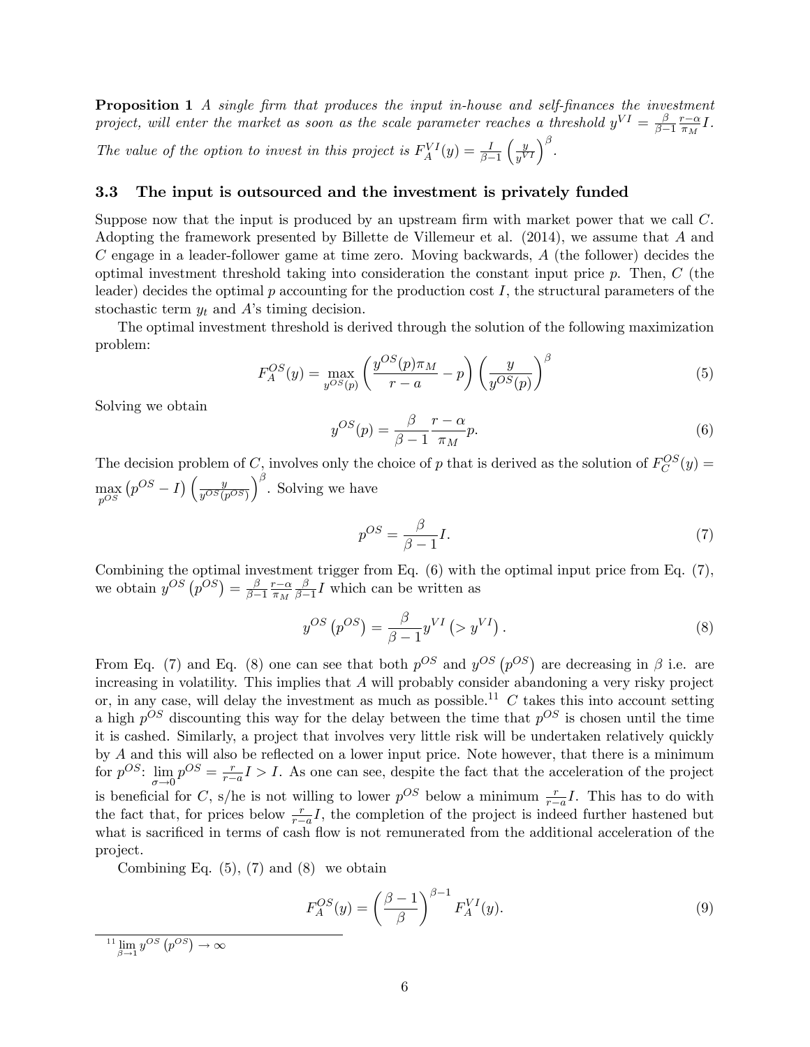**Proposition 1** *A single firm that produces the input in-house and self-finances the investment project, will enter the market as soon as the scale parameter reaches a threshold* $y^{VI} = \frac{\beta}{\beta-1}\frac{r-\alpha}{\pi_M}I$. *The value of the option to invest in this project is* $F_A^{VI}(y) = \frac{I}{\beta-1}\left(\frac{y}{y^{VI}}\right)^{\beta}$.

### 3.3 The input is outsourced and the investment is privately funded

Suppose now that the input is produced by an upstream firm with market power that we call $C$. Adopting the framework presented by Billette de Villemeur et al. (2014), we assume that $A$ and $C$ engage in a leader-follower game at time zero. Moving backwards, $A$ (the follower) decides the optimal investment threshold taking into consideration the constant input price $p$. Then, $C$ (the leader) decides the optimal $p$ accounting for the production cost $I$, the structural parameters of the stochastic term $y_t$ and $A$'s timing decision.

The optimal investment threshold is derived through the solution of the following maximization problem:

$$F_A^{OS}(y) = \max_{y^{OS}(p)} \left(\frac{y^{OS}(p)\pi_M}{r-a} - p\right)\left(\frac{y}{y^{OS}(p)}\right)^{\beta} \tag{5}$$

Solving we obtain

$$y^{OS}(p) = \frac{\beta}{\beta-1}\frac{r-\alpha}{\pi_M}p. \tag{6}$$

The decision problem of $C$, involves only the choice of $p$ that is derived as the solution of $F_C^{OS}(y) = \max_{p^{OS}}\left(p^{OS} - I\right)\left(\frac{y}{y^{OS}(p^{OS})}\right)^{\beta}$. Solving we have

$$p^{OS} = \frac{\beta}{\beta-1}I. \tag{7}$$

Combining the optimal investment trigger from Eq. (6) with the optimal input price from Eq. (7), we obtain $y^{OS}\left(p^{OS}\right) = \frac{\beta}{\beta-1}\frac{r-\alpha}{\pi_M}\frac{\beta}{\beta-1}I$ which can be written as

$$y^{OS}\left(p^{OS}\right) = \frac{\beta}{\beta-1}y^{VI}\left(> y^{VI}\right). \tag{8}$$

From Eq. (7) and Eq. (8) one can see that both $p^{OS}$ and $y^{OS}\left(p^{OS}\right)$ are decreasing in $\beta$ i.e. are increasing in volatility. This implies that $A$ will probably consider abandoning a very risky project or, in any case, will delay the investment as much as possible.[11] $C$ takes this into account setting a high $p^{OS}$ discounting this way for the delay between the time that $p^{OS}$ is chosen until the time it is cashed. Similarly, a project that involves very little risk will be undertaken relatively quickly by $A$ and this will also be reflected on a lower input price. Note however, that there is a minimum for $p^{OS}$: $\lim_{\sigma\to 0} p^{OS} = \frac{r}{r-a}I > I$. As one can see, despite the fact that the acceleration of the project is beneficial for $C$, s/he is not willing to lower $p^{OS}$ below a minimum $\frac{r}{r-a}I$. This has to do with the fact that, for prices below $\frac{r}{r-a}I$, the completion of the project is indeed further hastened but what is sacrificed in terms of cash flow is not remunerated from the additional acceleration of the project.

Combining Eq. (5), (7) and (8) we obtain

$$F_A^{OS}(y) = \left(\frac{\beta-1}{\beta}\right)^{\beta-1} F_A^{VI}(y). \tag{9}$$

[11] $\lim_{\beta\to 1} y^{OS}\left(p^{OS}\right) \to \infty$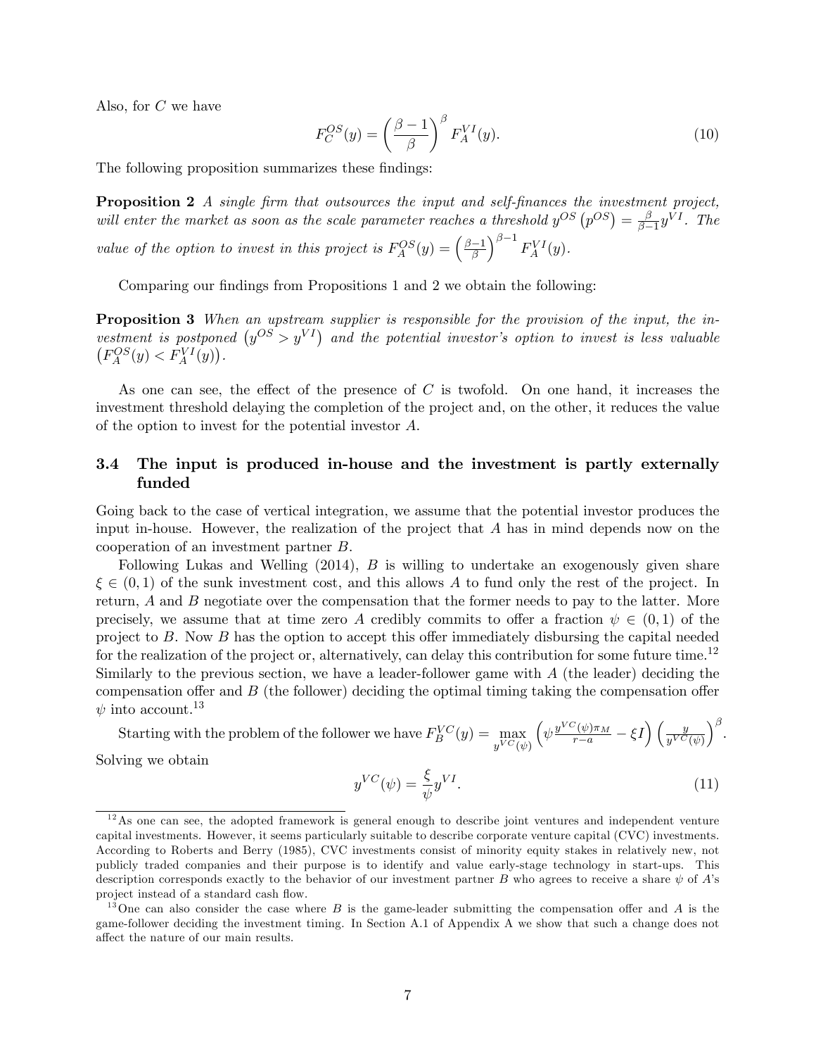Also, for $C$ we have

$$F_C^{OS}(y) = \left(\frac{\beta - 1}{\beta}\right)^{\beta} F_A^{VI}(y). \tag{10}$$

The following proposition summarizes these findings:

**Proposition 2** *A single firm that outsources the input and self-finances the investment project, will enter the market as soon as the scale parameter reaches a threshold $y^{OS}\left(p^{OS}\right) = \frac{\beta}{\beta-1} y^{VI}$. The value of the option to invest in this project is $F_A^{OS}(y) = \left(\frac{\beta-1}{\beta}\right)^{\beta-1} F_A^{VI}(y)$.*

Comparing our findings from Propositions 1 and 2 we obtain the following:

**Proposition 3** *When an upstream supplier is responsible for the provision of the input, the investment is postponed $\left(y^{OS} > y^{VI}\right)$ and the potential investor's option to invest is less valuable $\left(F_A^{OS}(y) < F_A^{VI}(y)\right)$.*

As one can see, the effect of the presence of $C$ is twofold. On one hand, it increases the investment threshold delaying the completion of the project and, on the other, it reduces the value of the option to invest for the potential investor $A$.

### 3.4 The input is produced in-house and the investment is partly externally funded

Going back to the case of vertical integration, we assume that the potential investor produces the input in-house. However, the realization of the project that $A$ has in mind depends now on the cooperation of an investment partner $B$.

Following Lukas and Welling (2014), $B$ is willing to undertake an exogenously given share $\xi \in (0, 1)$ of the sunk investment cost, and this allows $A$ to fund only the rest of the project. In return, $A$ and $B$ negotiate over the compensation that the former needs to pay to the latter. More precisely, we assume that at time zero $A$ credibly commits to offer a fraction $\psi \in (0, 1)$ of the project to $B$. Now $B$ has the option to accept this offer immediately disbursing the capital needed for the realization of the project or, alternatively, can delay this contribution for some future time.[12] Similarly to the previous section, we have a leader-follower game with $A$ (the leader) deciding the compensation offer and $B$ (the follower) deciding the optimal timing taking the compensation offer $\psi$ into account.[13]

Starting with the problem of the follower we have $F_B^{VC}(y) = \max\limits_{y^{VC}(\psi)} \left(\psi \frac{y^{VC}(\psi)\pi_M}{r-a} - \xi I\right)\left(\frac{y}{y^{VC}(\psi)}\right)^{\beta}$. Solving we obtain

$$y^{VC}(\psi) = \frac{\xi}{\psi} y^{VI}. \tag{11}$$

[12] As one can see, the adopted framework is general enough to describe joint ventures and independent venture capital investments. However, it seems particularly suitable to describe corporate venture capital (CVC) investments. According to Roberts and Berry (1985), CVC investments consist of minority equity stakes in relatively new, not publicly traded companies and their purpose is to identify and value early-stage technology in start-ups. This description corresponds exactly to the behavior of our investment partner $B$ who agrees to receive a share $\psi$ of $A$'s project instead of a standard cash flow.

[13] One can also consider the case where $B$ is the game-leader submitting the compensation offer and $A$ is the game-follower deciding the investment timing. In Section A.1 of Appendix A we show that such a change does not affect the nature of our main results.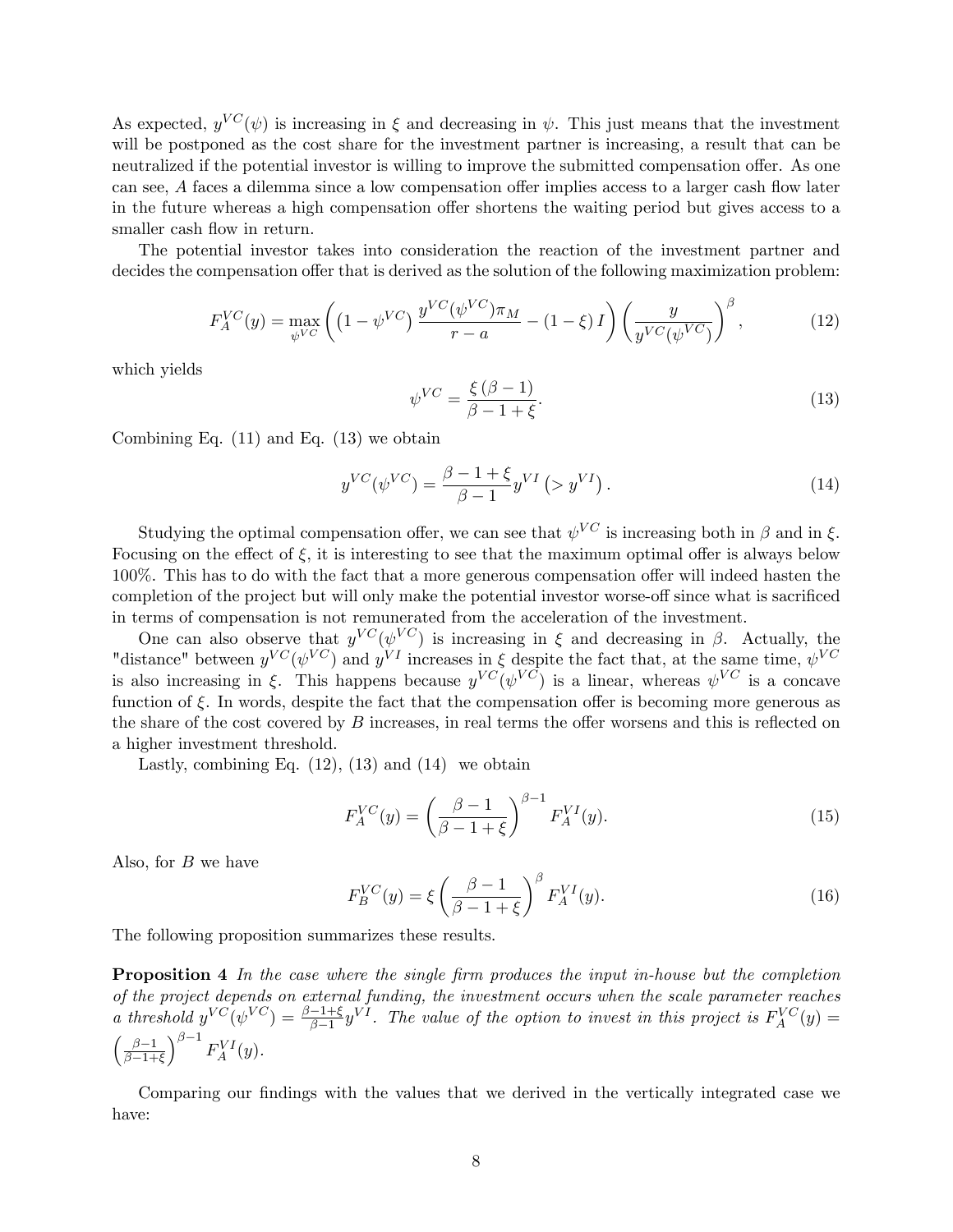As expected, $y^{VC}(\psi)$ is increasing in $\xi$ and decreasing in $\psi$. This just means that the investment will be postponed as the cost share for the investment partner is increasing, a result that can be neutralized if the potential investor is willing to improve the submitted compensation offer. As one can see, $A$ faces a dilemma since a low compensation offer implies access to a larger cash flow later in the future whereas a high compensation offer shortens the waiting period but gives access to a smaller cash flow in return.

The potential investor takes into consideration the reaction of the investment partner and decides the compensation offer that is derived as the solution of the following maximization problem:

$$F_A^{VC}(y) = \max_{\psi^{VC}} \left( \left(1 - \psi^{VC}\right) \frac{y^{VC}(\psi^{VC})\pi_M}{r - a} - (1 - \xi)\, I \right) \left( \frac{y}{y^{VC}(\psi^{VC})} \right)^{\beta}, \tag{12}$$

which yields

$$\psi^{VC} = \frac{\xi\,(\beta - 1)}{\beta - 1 + \xi}. \tag{13}$$

Combining Eq. (11) and Eq. (13) we obtain

$$y^{VC}(\psi^{VC}) = \frac{\beta - 1 + \xi}{\beta - 1} y^{VI} \left(> y^{VI}\right). \tag{14}$$

Studying the optimal compensation offer, we can see that $\psi^{VC}$ is increasing both in $\beta$ and in $\xi$. Focusing on the effect of $\xi$, it is interesting to see that the maximum optimal offer is always below 100%. This has to do with the fact that a more generous compensation offer will indeed hasten the completion of the project but will only make the potential investor worse-off since what is sacrificed in terms of compensation is not remunerated from the acceleration of the investment.

One can also observe that $y^{VC}(\psi^{VC})$ is increasing in $\xi$ and decreasing in $\beta$. Actually, the "distance" between $y^{VC}(\psi^{VC})$ and $y^{VI}$ increases in $\xi$ despite the fact that, at the same time, $\psi^{VC}$ is also increasing in $\xi$. This happens because $y^{VC}(\psi^{VC})$ is a linear, whereas $\psi^{VC}$ is a concave function of $\xi$. In words, despite the fact that the compensation offer is becoming more generous as the share of the cost covered by $B$ increases, in real terms the offer worsens and this is reflected on a higher investment threshold.

Lastly, combining Eq. (12), (13) and (14) we obtain

$$F_A^{VC}(y) = \left( \frac{\beta - 1}{\beta - 1 + \xi} \right)^{\beta - 1} F_A^{VI}(y). \tag{15}$$

Also, for $B$ we have

$$F_B^{VC}(y) = \xi \left( \frac{\beta - 1}{\beta - 1 + \xi} \right)^{\beta} F_A^{VI}(y). \tag{16}$$

The following proposition summarizes these results.

**Proposition 4** *In the case where the single firm produces the input in-house but the completion of the project depends on external funding, the investment occurs when the scale parameter reaches a threshold* $y^{VC}(\psi^{VC}) = \frac{\beta-1+\xi}{\beta-1} y^{VI}$. *The value of the option to invest in this project is* $F_A^{VC}(y) = \left(\frac{\beta-1}{\beta-1+\xi}\right)^{\beta-1} F_A^{VI}(y)$.

Comparing our findings with the values that we derived in the vertically integrated case we have: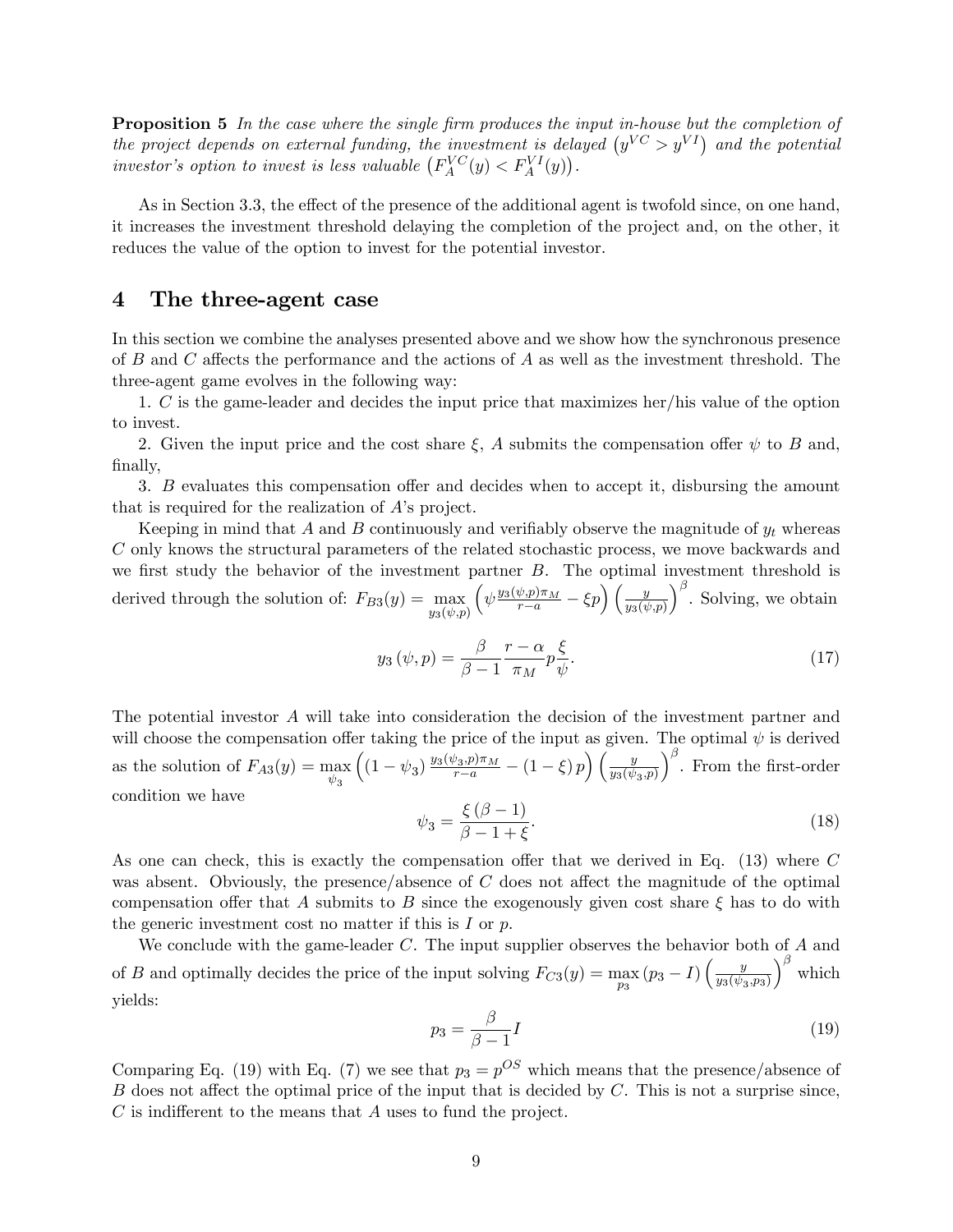**Proposition 5** *In the case where the single firm produces the input in-house but the completion of the project depends on external funding, the investment is delayed* $\left(y^{VC} > y^{VI}\right)$ *and the potential investor's option to invest is less valuable* $\left(F_A^{VC}(y) < F_A^{VI}(y)\right)$.

As in Section 3.3, the effect of the presence of the additional agent is twofold since, on one hand, it increases the investment threshold delaying the completion of the project and, on the other, it reduces the value of the option to invest for the potential investor.

# 4 The three-agent case

In this section we combine the analyses presented above and we show how the synchronous presence of $B$ and $C$ affects the performance and the actions of $A$ as well as the investment threshold. The three-agent game evolves in the following way:

1. $C$ is the game-leader and decides the input price that maximizes her/his value of the option to invest.

2. Given the input price and the cost share $\xi$, $A$ submits the compensation offer $\psi$ to $B$ and, finally,

3. $B$ evaluates this compensation offer and decides when to accept it, disbursing the amount that is required for the realization of $A$'s project.

Keeping in mind that $A$ and $B$ continuously and verifiably observe the magnitude of $y_t$ whereas $C$ only knows the structural parameters of the related stochastic process, we move backwards and we first study the behavior of the investment partner $B$. The optimal investment threshold is derived through the solution of: $F_{B3}(y) = \max\limits_{y_3(\psi,p)} \left(\psi \frac{y_3(\psi,p)\pi_M}{r-a} - \xi p\right)\left(\frac{y}{y_3(\psi,p)}\right)^{\beta}$. Solving, we obtain

$$y_3(\psi, p) = \frac{\beta}{\beta - 1}\frac{r - \alpha}{\pi_M} p \frac{\xi}{\psi}. \tag{17}$$

The potential investor $A$ will take into consideration the decision of the investment partner and will choose the compensation offer taking the price of the input as given. The optimal $\psi$ is derived as the solution of $F_{A3}(y) = \max\limits_{\psi_3} \left((1-\psi_3)\frac{y_3(\psi_3,p)\pi_M}{r-a} - (1-\xi)\, p\right)\left(\frac{y}{y_3(\psi_3,p)}\right)^{\beta}$. From the first-order condition we have

$$\psi_3 = \frac{\xi(\beta - 1)}{\beta - 1 + \xi}. \tag{18}$$

As one can check, this is exactly the compensation offer that we derived in Eq. (13) where $C$ was absent. Obviously, the presence/absence of $C$ does not affect the magnitude of the optimal compensation offer that $A$ submits to $B$ since the exogenously given cost share $\xi$ has to do with the generic investment cost no matter if this is $I$ or $p$.

We conclude with the game-leader $C$. The input supplier observes the behavior both of $A$ and of $B$ and optimally decides the price of the input solving $F_{C3}(y) = \max\limits_{p_3} (p_3 - I)\left(\frac{y}{y_3(\psi_3,p_3)}\right)^{\beta}$ which yields:

$$p_3 = \frac{\beta}{\beta - 1} I \tag{19}$$

Comparing Eq. (19) with Eq. (7) we see that $p_3 = p^{OS}$ which means that the presence/absence of $B$ does not affect the optimal price of the input that is decided by $C$. This is not a surprise since, $C$ is indifferent to the means that $A$ uses to fund the project.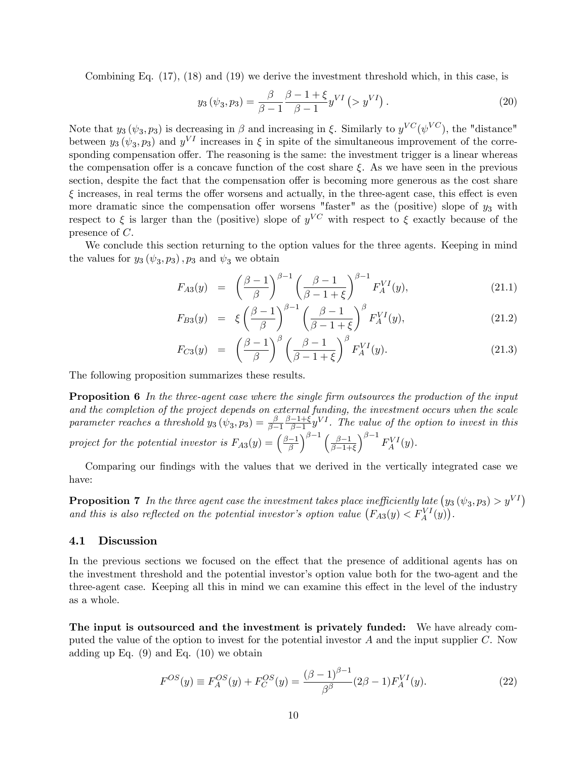Combining Eq. (17), (18) and (19) we derive the investment threshold which, in this case, is

$$y_3(\psi_3, p_3) = \frac{\beta}{\beta - 1} \frac{\beta - 1 + \xi}{\beta - 1} y^{VI} \left(> y^{VI}\right). \tag{20}$$

Note that $y_3(\psi_3, p_3)$ is decreasing in $\beta$ and increasing in $\xi$. Similarly to $y^{VC}(\psi^{VC})$, the "distance" between $y_3(\psi_3, p_3)$ and $y^{VI}$ increases in $\xi$ in spite of the simultaneous improvement of the corresponding compensation offer. The reasoning is the same: the investment trigger is a linear whereas the compensation offer is a concave function of the cost share $\xi$. As we have seen in the previous section, despite the fact that the compensation offer is becoming more generous as the cost share $\xi$ increases, in real terms the offer worsens and actually, in the three-agent case, this effect is even more dramatic since the compensation offer worsens "faster" as the (positive) slope of $y_3$ with respect to $\xi$ is larger than the (positive) slope of $y^{VC}$ with respect to $\xi$ exactly because of the presence of $C$.

We conclude this section returning to the option values for the three agents. Keeping in mind the values for $y_3(\psi_3, p_3)$, $p_3$ and $\psi_3$ we obtain

$$F_{A3}(y) = \left(\frac{\beta - 1}{\beta}\right)^{\beta - 1} \left(\frac{\beta - 1}{\beta - 1 + \xi}\right)^{\beta - 1} F_A^{VI}(y), \tag{21.1}$$

$$F_{B3}(y) = \xi \left(\frac{\beta - 1}{\beta}\right)^{\beta - 1} \left(\frac{\beta - 1}{\beta - 1 + \xi}\right)^{\beta} F_A^{VI}(y), \tag{21.2}$$

$$F_{C3}(y) = \left(\frac{\beta - 1}{\beta}\right)^{\beta} \left(\frac{\beta - 1}{\beta - 1 + \xi}\right)^{\beta} F_A^{VI}(y). \tag{21.3}$$

The following proposition summarizes these results.

**Proposition 6** *In the three-agent case where the single firm outsources the production of the input and the completion of the project depends on external funding, the investment occurs when the scale parameter reaches a threshold* $y_3(\psi_3, p_3) = \frac{\beta}{\beta-1}\frac{\beta-1+\xi}{\beta-1} y^{VI}$. *The value of the option to invest in this project for the potential investor is* $F_{A3}(y) = \left(\frac{\beta-1}{\beta}\right)^{\beta-1}\left(\frac{\beta-1}{\beta-1+\xi}\right)^{\beta-1} F_A^{VI}(y)$.

Comparing our findings with the values that we derived in the vertically integrated case we have:

**Proposition 7** *In the three agent case the investment takes place inefficiently late* $\left(y_3(\psi_3, p_3) > y^{VI}\right)$ *and this is also reflected on the potential investor's option value* $\left(F_{A3}(y) < F_A^{VI}(y)\right)$.

### 4.1 Discussion

In the previous sections we focused on the effect that the presence of additional agents has on the investment threshold and the potential investor's option value both for the two-agent and the three-agent case. Keeping all this in mind we can examine this effect in the level of the industry as a whole.

**The input is outsourced and the investment is privately funded:** We have already computed the value of the option to invest for the potential investor $A$ and the input supplier $C$. Now adding up Eq. (9) and Eq. (10) we obtain

$$F^{OS}(y) \equiv F_A^{OS}(y) + F_C^{OS}(y) = \frac{(\beta - 1)^{\beta - 1}}{\beta^{\beta}} (2\beta - 1) F_A^{VI}(y). \tag{22}$$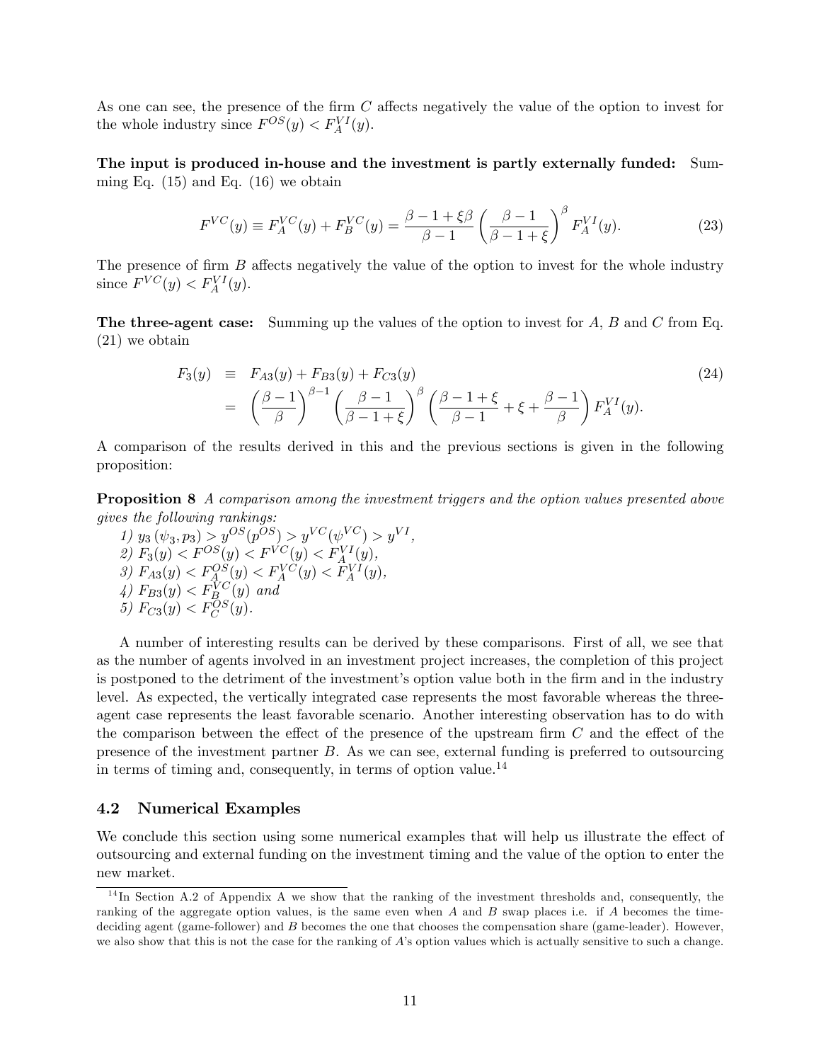As one can see, the presence of the firm $C$ affects negatively the value of the option to invest for the whole industry since $F^{OS}(y) < F_A^{VI}(y)$.

**The input is produced in-house and the investment is partly externally funded:** Summing Eq. (15) and Eq. (16) we obtain

$$F^{VC}(y) \equiv F_A^{VC}(y) + F_B^{VC}(y) = \frac{\beta - 1 + \xi\beta}{\beta - 1} \left( \frac{\beta - 1}{\beta - 1 + \xi} \right)^{\beta} F_A^{VI}(y). \tag{23}$$

The presence of firm $B$ affects negatively the value of the option to invest for the whole industry since $F^{VC}(y) < F_A^{VI}(y)$.

**The three-agent case:** Summing up the values of the option to invest for $A$, $B$ and $C$ from Eq. (21) we obtain

$$\begin{aligned} F_3(y) &\equiv F_{A3}(y) + F_{B3}(y) + F_{C3}(y) \\ &= \left( \frac{\beta - 1}{\beta} \right)^{\beta - 1} \left( \frac{\beta - 1}{\beta - 1 + \xi} \right)^{\beta} \left( \frac{\beta - 1 + \xi}{\beta - 1} + \xi + \frac{\beta - 1}{\beta} \right) F_A^{VI}(y). \end{aligned} \tag{24}$$

A comparison of the results derived in this and the previous sections is given in the following proposition:

**Proposition 8** *A comparison among the investment triggers and the option values presented above gives the following rankings:*
*1)* $y_3(\psi_3, p_3) > y^{OS}(p^{OS}) > y^{VC}(\psi^{VC}) > y^{VI}$,
*2)* $F_3(y) < F^{OS}(y) < F^{VC}(y) < F_A^{VI}(y)$,
*3)* $F_{A3}(y) < F_A^{OS}(y) < F_A^{VC}(y) < F_A^{VI}(y)$,
*4)* $F_{B3}(y) < F_B^{VC}(y)$ *and*
*5)* $F_{C3}(y) < F_C^{OS}(y)$.

A number of interesting results can be derived by these comparisons. First of all, we see that as the number of agents involved in an investment project increases, the completion of this project is postponed to the detriment of the investment's option value both in the firm and in the industry level. As expected, the vertically integrated case represents the most favorable whereas the three-agent case represents the least favorable scenario. Another interesting observation has to do with the comparison between the effect of the presence of the upstream firm $C$ and the effect of the presence of the investment partner $B$. As we can see, external funding is preferred to outsourcing in terms of timing and, consequently, in terms of option value.[14]

### 4.2 Numerical Examples

We conclude this section using some numerical examples that will help us illustrate the effect of outsourcing and external funding on the investment timing and the value of the option to enter the new market.

[14] In Section A.2 of Appendix A we show that the ranking of the investment thresholds and, consequently, the ranking of the aggregate option values, is the same even when $A$ and $B$ swap places i.e. if $A$ becomes the time-deciding agent (game-follower) and $B$ becomes the one that chooses the compensation share (game-leader). However, we also show that this is not the case for the ranking of $A$'s option values which is actually sensitive to such a change.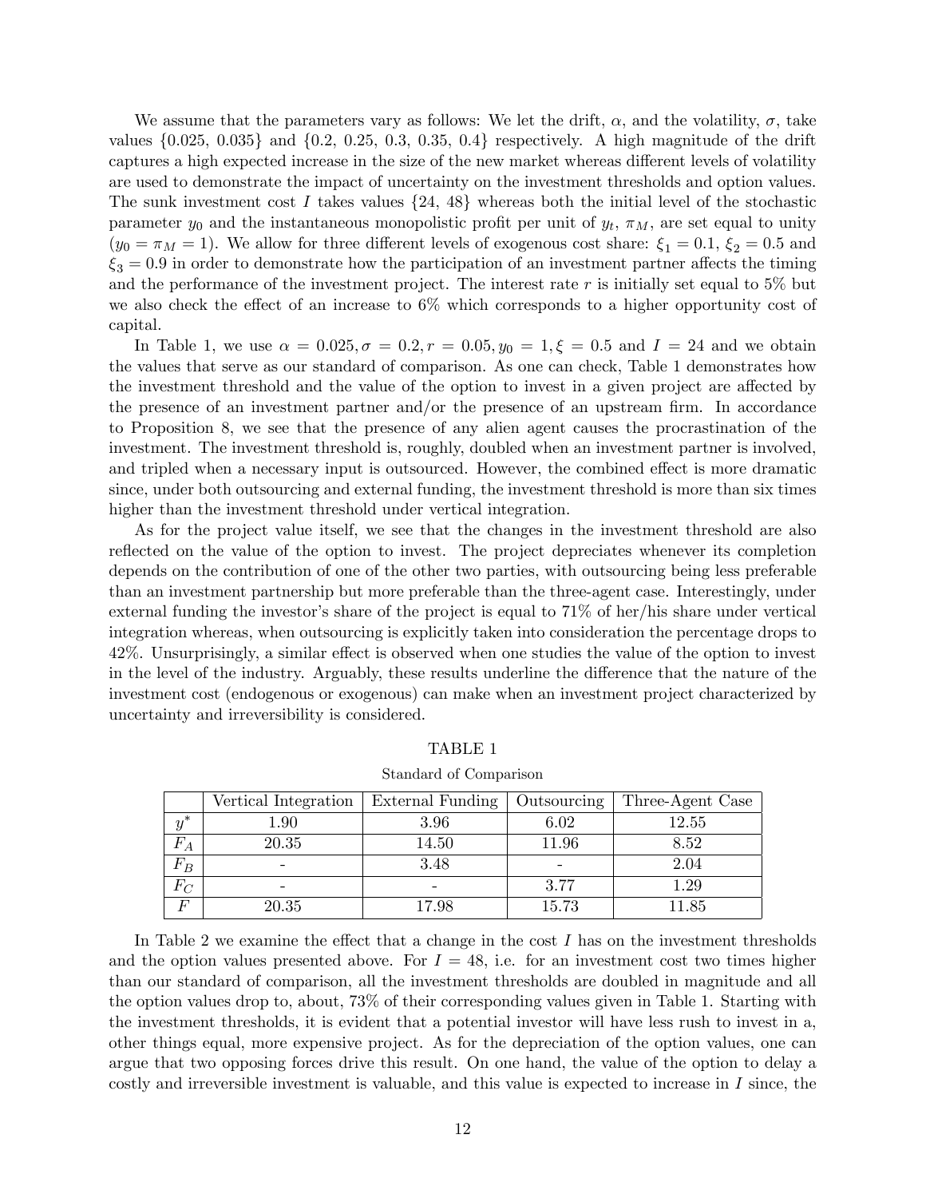We assume that the parameters vary as follows: We let the drift, $\alpha$, and the volatility, $\sigma$, take values {0.025, 0.035} and {0.2, 0.25, 0.3, 0.35, 0.4} respectively. A high magnitude of the drift captures a high expected increase in the size of the new market whereas different levels of volatility are used to demonstrate the impact of uncertainty on the investment thresholds and option values. The sunk investment cost $I$ takes values {24, 48} whereas both the initial level of the stochastic parameter $y_0$ and the instantaneous monopolistic profit per unit of $y_t$, $\pi_M$, are set equal to unity ($y_0 = \pi_M = 1$). We allow for three different levels of exogenous cost share: $\xi_1 = 0.1$, $\xi_2 = 0.5$ and $\xi_3 = 0.9$ in order to demonstrate how the participation of an investment partner affects the timing and the performance of the investment project. The interest rate $r$ is initially set equal to 5% but we also check the effect of an increase to 6% which corresponds to a higher opportunity cost of capital.

In Table 1, we use $\alpha = 0.025, \sigma = 0.2, r = 0.05, y_0 = 1, \xi = 0.5$ and $I = 24$ and we obtain the values that serve as our standard of comparison. As one can check, Table 1 demonstrates how the investment threshold and the value of the option to invest in a given project are affected by the presence of an investment partner and/or the presence of an upstream firm. In accordance to Proposition 8, we see that the presence of any alien agent causes the procrastination of the investment. The investment threshold is, roughly, doubled when an investment partner is involved, and tripled when a necessary input is outsourced. However, the combined effect is more dramatic since, under both outsourcing and external funding, the investment threshold is more than six times higher than the investment threshold under vertical integration.

As for the project value itself, we see that the changes in the investment threshold are also reflected on the value of the option to invest. The project depreciates whenever its completion depends on the contribution of one of the other two parties, with outsourcing being less preferable than an investment partnership but more preferable than the three-agent case. Interestingly, under external funding the investor's share of the project is equal to 71% of her/his share under vertical integration whereas, when outsourcing is explicitly taken into consideration the percentage drops to 42%. Unsurprisingly, a similar effect is observed when one studies the value of the option to invest in the level of the industry. Arguably, these results underline the difference that the nature of the investment cost (endogenous or exogenous) can make when an investment project characterized by uncertainty and irreversibility is considered.

TABLE 1

Standard of Comparison

| | Vertical Integration | External Funding | Outsourcing | Three-Agent Case |
|---|---|---|---|---|
| $y^*$ | 1.90 | 3.96 | 6.02 | 12.55 |
| $F_A$ | 20.35 | 14.50 | 11.96 | 8.52 |
| $F_B$ | - | 3.48 | - | 2.04 |
| $F_C$ | - | - | 3.77 | 1.29 |
| $F$ | 20.35 | 17.98 | 15.73 | 11.85 |

In Table 2 we examine the effect that a change in the cost $I$ has on the investment thresholds and the option values presented above. For $I = 48$, i.e. for an investment cost two times higher than our standard of comparison, all the investment thresholds are doubled in magnitude and all the option values drop to, about, 73% of their corresponding values given in Table 1. Starting with the investment thresholds, it is evident that a potential investor will have less rush to invest in a, other things equal, more expensive project. As for the depreciation of the option values, one can argue that two opposing forces drive this result. On one hand, the value of the option to delay a costly and irreversible investment is valuable, and this value is expected to increase in $I$ since, the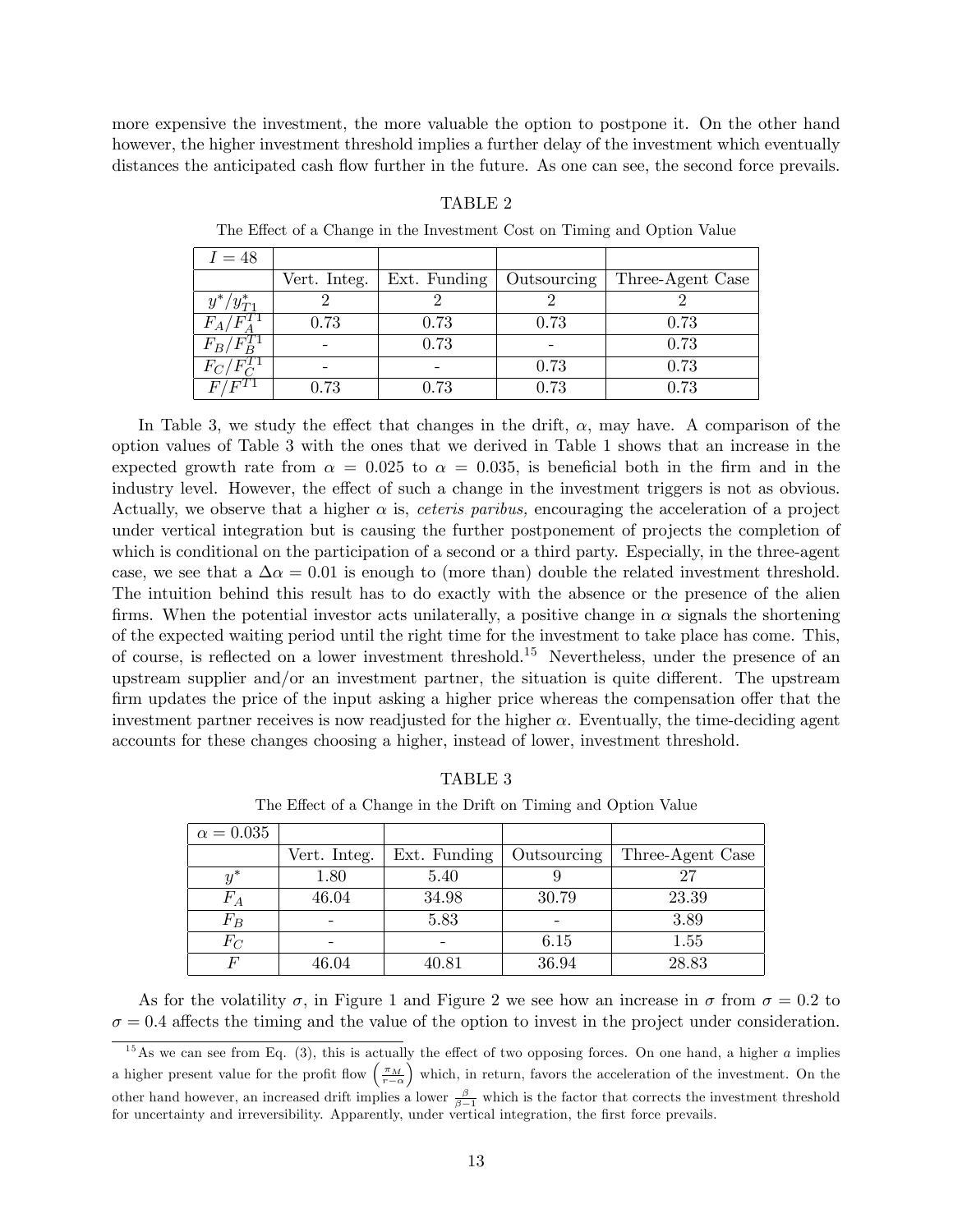more expensive the investment, the more valuable the option to postpone it. On the other hand however, the higher investment threshold implies a further delay of the investment which eventually distances the anticipated cash flow further in the future. As one can see, the second force prevails.

TABLE 2

The Effect of a Change in the Investment Cost on Timing and Option Value

| $I = 48$ | | | | |
|---|---|---|---|---|
| | Vert. Integ. | Ext. Funding | Outsourcing | Three-Agent Case |
| $y^*/y^*_{T1}$ | 2 | 2 | 2 | 2 |
| $F_A/F_A^{T1}$ | 0.73 | 0.73 | 0.73 | 0.73 |
| $F_B/F_B^{T1}$ | - | 0.73 | - | 0.73 |
| $F_C/F_C^{T1}$ | - | - | 0.73 | 0.73 |
| $F/F^{T1}$ | 0.73 | 0.73 | 0.73 | 0.73 |

In Table 3, we study the effect that changes in the drift, $\alpha$, may have. A comparison of the option values of Table 3 with the ones that we derived in Table 1 shows that an increase in the expected growth rate from $\alpha = 0.025$ to $\alpha = 0.035$, is beneficial both in the firm and in the industry level. However, the effect of such a change in the investment triggers is not as obvious. Actually, we observe that a higher $\alpha$ is, *ceteris paribus,* encouraging the acceleration of a project under vertical integration but is causing the further postponement of projects the completion of which is conditional on the participation of a second or a third party. Especially, in the three-agent case, we see that a $\Delta\alpha = 0.01$ is enough to (more than) double the related investment threshold. The intuition behind this result has to do exactly with the absence or the presence of the alien firms. When the potential investor acts unilaterally, a positive change in $\alpha$ signals the shortening of the expected waiting period until the right time for the investment to take place has come. This, of course, is reflected on a lower investment threshold.[15] Nevertheless, under the presence of an upstream supplier and/or an investment partner, the situation is quite different. The upstream firm updates the price of the input asking a higher price whereas the compensation offer that the investment partner receives is now readjusted for the higher $\alpha$. Eventually, the time-deciding agent accounts for these changes choosing a higher, instead of lower, investment threshold.

TABLE 3

The Effect of a Change in the Drift on Timing and Option Value

| $\alpha = 0.035$ | | | | |
|---|---|---|---|---|
| | Vert. Integ. | Ext. Funding | Outsourcing | Three-Agent Case |
| $y^*$ | 1.80 | 5.40 | 9 | 27 |
| $F_A$ | 46.04 | 34.98 | 30.79 | 23.39 |
| $F_B$ | - | 5.83 | - | 3.89 |
| $F_C$ | - | - | 6.15 | 1.55 |
| $F$ | 46.04 | 40.81 | 36.94 | 28.83 |

As for the volatility $\sigma$, in Figure 1 and Figure 2 we see how an increase in $\sigma$ from $\sigma = 0.2$ to $\sigma = 0.4$ affects the timing and the value of the option to invest in the project under consideration.

[15] As we can see from Eq. (3), this is actually the effect of two opposing forces. On one hand, a higher $a$ implies a higher present value for the profit flow $\left(\frac{\pi_M}{r-\alpha}\right)$ which, in return, favors the acceleration of the investment. On the other hand however, an increased drift implies a lower $\frac{\beta}{\beta-1}$ which is the factor that corrects the investment threshold for uncertainty and irreversibility. Apparently, under vertical integration, the first force prevails.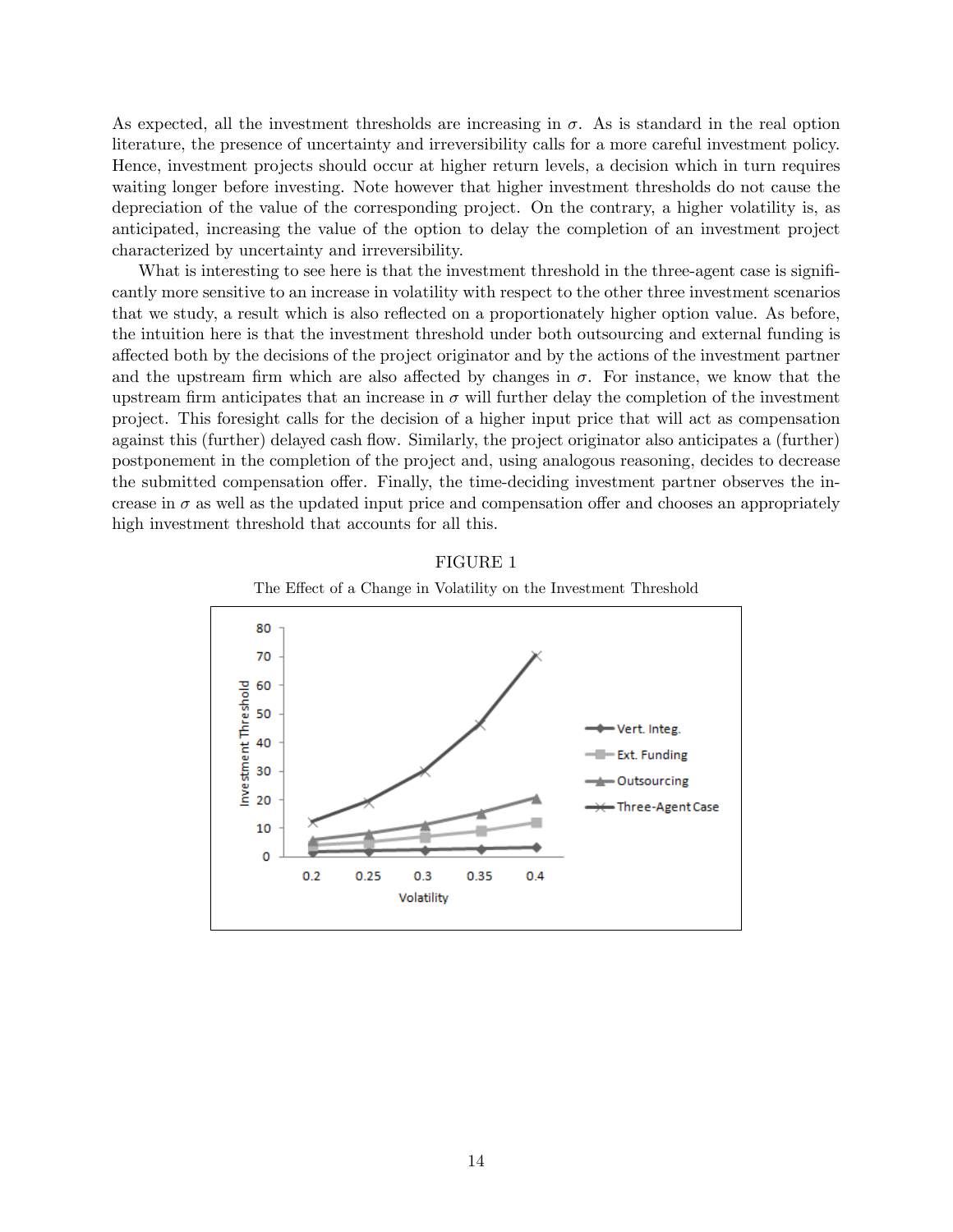As expected, all the investment thresholds are increasing in $\sigma$. As is standard in the real option literature, the presence of uncertainty and irreversibility calls for a more careful investment policy. Hence, investment projects should occur at higher return levels, a decision which in turn requires waiting longer before investing. Note however that higher investment thresholds do not cause the depreciation of the value of the corresponding project. On the contrary, a higher volatility is, as anticipated, increasing the value of the option to delay the completion of an investment project characterized by uncertainty and irreversibility.

What is interesting to see here is that the investment threshold in the three-agent case is significantly more sensitive to an increase in volatility with respect to the other three investment scenarios that we study, a result which is also reflected on a proportionately higher option value. As before, the intuition here is that the investment threshold under both outsourcing and external funding is affected both by the decisions of the project originator and by the actions of the investment partner and the upstream firm which are also affected by changes in $\sigma$. For instance, we know that the upstream firm anticipates that an increase in $\sigma$ will further delay the completion of the investment project. This foresight calls for the decision of a higher input price that will act as compensation against this (further) delayed cash flow. Similarly, the project originator also anticipates a (further) postponement in the completion of the project and, using analogous reasoning, decides to decrease the submitted compensation offer. Finally, the time-deciding investment partner observes the increase in $\sigma$ as well as the updated input price and compensation offer and chooses an appropriately high investment threshold that accounts for all this.

FIGURE 1

The Effect of a Change in Volatility on the Investment Threshold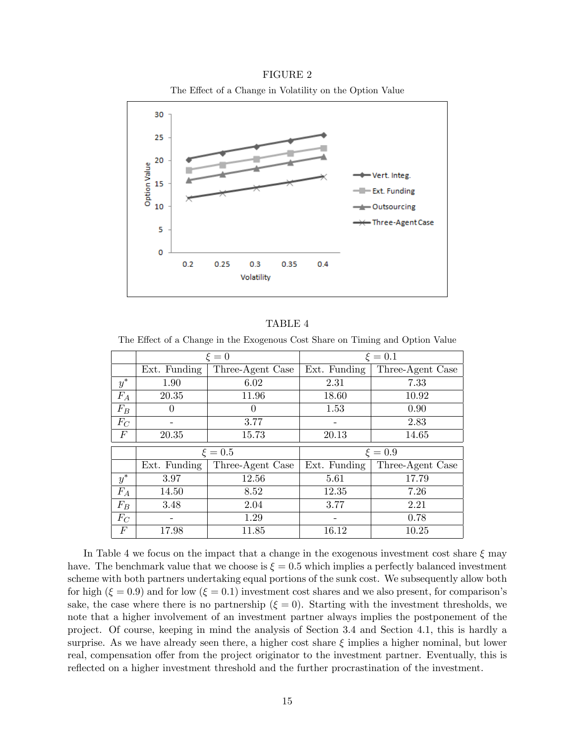FIGURE 2

The Effect of a Change in Volatility on the Option Value

TABLE 4

The Effect of a Change in the Exogenous Cost Share on Timing and Option Value

| | $\xi = 0$ | | $\xi = 0.1$ | |
|---|---|---|---|---|
| | Ext. Funding | Three-Agent Case | Ext. Funding | Three-Agent Case |
| $y^*$ | 1.90 | 6.02 | 2.31 | 7.33 |
| $F_A$ | 20.35 | 11.96 | 18.60 | 10.92 |
| $F_B$ | 0 | 0 | 1.53 | 0.90 |
| $F_C$ | - | 3.77 | - | 2.83 |
| $F$ | 20.35 | 15.73 | 20.13 | 14.65 |

| | $\xi = 0.5$ | | $\xi = 0.9$ | |
|---|---|---|---|---|
| | Ext. Funding | Three-Agent Case | Ext. Funding | Three-Agent Case |
| $y^*$ | 3.97 | 12.56 | 5.61 | 17.79 |
| $F_A$ | 14.50 | 8.52 | 12.35 | 7.26 |
| $F_B$ | 3.48 | 2.04 | 3.77 | 2.21 |
| $F_C$ | - | 1.29 | - | 0.78 |
| $F$ | 17.98 | 11.85 | 16.12 | 10.25 |

In Table 4 we focus on the impact that a change in the exogenous investment cost share $\xi$ may have. The benchmark value that we choose is $\xi = 0.5$ which implies a perfectly balanced investment scheme with both partners undertaking equal portions of the sunk cost. We subsequently allow both for high ($\xi = 0.9$) and for low ($\xi = 0.1$) investment cost shares and we also present, for comparison's sake, the case where there is no partnership ($\xi = 0$). Starting with the investment thresholds, we note that a higher involvement of an investment partner always implies the postponement of the project. Of course, keeping in mind the analysis of Section 3.4 and Section 4.1, this is hardly a surprise. As we have already seen there, a higher cost share $\xi$ implies a higher nominal, but lower real, compensation offer from the project originator to the investment partner. Eventually, this is reflected on a higher investment threshold and the further procrastination of the investment.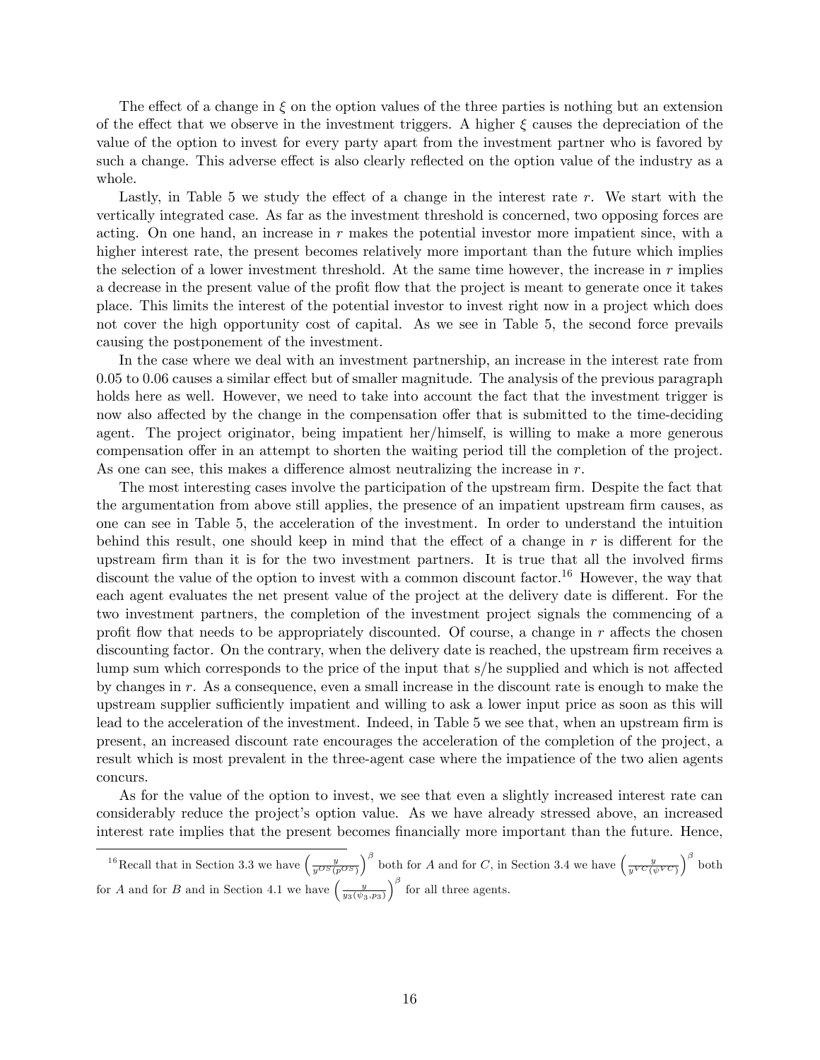The effect of a change in $\xi$ on the option values of the three parties is nothing but an extension of the effect that we observe in the investment triggers. A higher $\xi$ causes the depreciation of the value of the option to invest for every party apart from the investment partner who is favored by such a change. This adverse effect is also clearly reflected on the option value of the industry as a whole.

Lastly, in Table 5 we study the effect of a change in the interest rate $r$. We start with the vertically integrated case. As far as the investment threshold is concerned, two opposing forces are acting. On one hand, an increase in $r$ makes the potential investor more impatient since, with a higher interest rate, the present becomes relatively more important than the future which implies the selection of a lower investment threshold. At the same time however, the increase in $r$ implies a decrease in the present value of the profit flow that the project is meant to generate once it takes place. This limits the interest of the potential investor to invest right now in a project which does not cover the high opportunity cost of capital. As we see in Table 5, the second force prevails causing the postponement of the investment.

In the case where we deal with an investment partnership, an increase in the interest rate from 0.05 to 0.06 causes a similar effect but of smaller magnitude. The analysis of the previous paragraph holds here as well. However, we need to take into account the fact that the investment trigger is now also affected by the change in the compensation offer that is submitted to the time-deciding agent. The project originator, being impatient her/himself, is willing to make a more generous compensation offer in an attempt to shorten the waiting period till the completion of the project. As one can see, this makes a difference almost neutralizing the increase in $r$.

The most interesting cases involve the participation of the upstream firm. Despite the fact that the argumentation from above still applies, the presence of an impatient upstream firm causes, as one can see in Table 5, the acceleration of the investment. In order to understand the intuition behind this result, one should keep in mind that the effect of a change in $r$ is different for the upstream firm than it is for the two investment partners. It is true that all the involved firms discount the value of the option to invest with a common discount factor.[16] However, the way that each agent evaluates the net present value of the project at the delivery date is different. For the two investment partners, the completion of the investment project signals the commencing of a profit flow that needs to be appropriately discounted. Of course, a change in $r$ affects the chosen discounting factor. On the contrary, when the delivery date is reached, the upstream firm receives a lump sum which corresponds to the price of the input that s/he supplied and which is not affected by changes in $r$. As a consequence, even a small increase in the discount rate is enough to make the upstream supplier sufficiently impatient and willing to ask a lower input price as soon as this will lead to the acceleration of the investment. Indeed, in Table 5 we see that, when an upstream firm is present, an increased discount rate encourages the acceleration of the completion of the project, a result which is most prevalent in the three-agent case where the impatience of the two alien agents concurs.

As for the value of the option to invest, we see that even a slightly increased interest rate can considerably reduce the project's option value. As we have already stressed above, an increased interest rate implies that the present becomes financially more important than the future. Hence,

---

[16] Recall that in Section 3.3 we have $\left(\frac{y}{y^{OS}(p^{OS})}\right)^{\beta}$ both for $A$ and for $C$, in Section 3.4 we have $\left(\frac{y}{y^{VC}(\psi^{VC})}\right)^{\beta}$ both for $A$ and for $B$ and in Section 4.1 we have $\left(\frac{y}{y_3(\psi_3, p_3)}\right)^{\beta}$ for all three agents.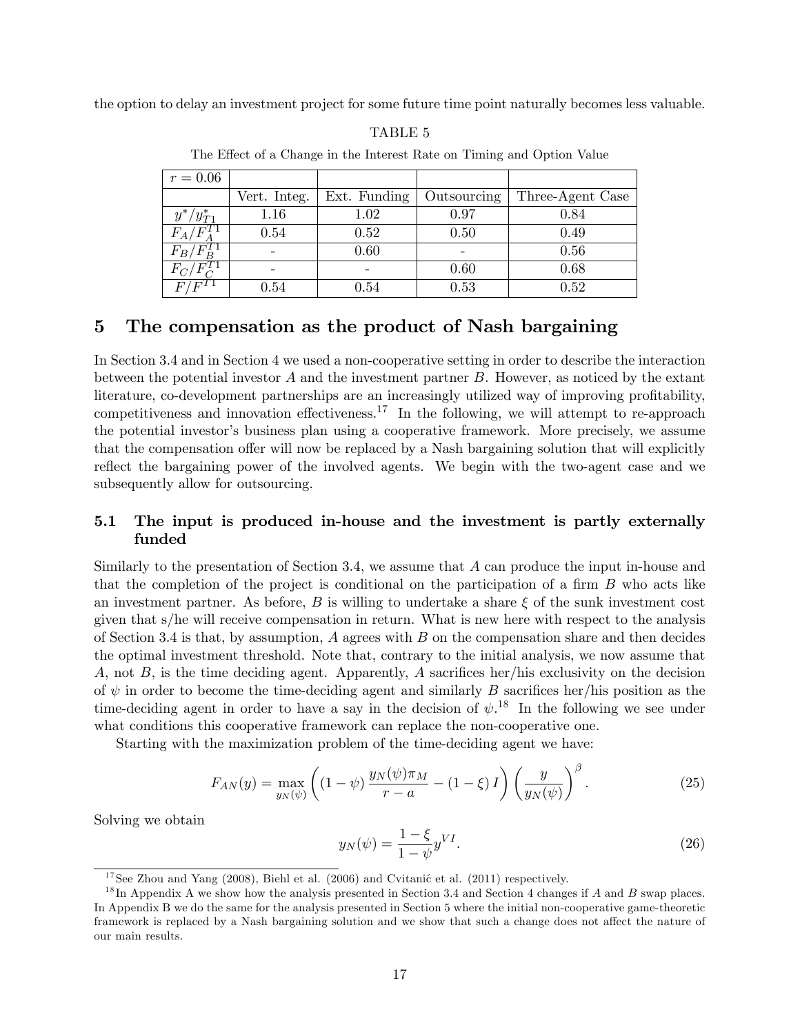the option to delay an investment project for some future time point naturally becomes less valuable.

TABLE 5

The Effect of a Change in the Interest Rate on Timing and Option Value

| $r = 0.06$ | | | | |
|---|---|---|---|---|
| | Vert. Integ. | Ext. Funding | Outsourcing | Three-Agent Case |
| $y^*/y^*_{T1}$ | 1.16 | 1.02 | 0.97 | 0.84 |
| $F_A/F_A^{T1}$ | 0.54 | 0.52 | 0.50 | 0.49 |
| $F_B/F_B^{T1}$ | - | 0.60 | - | 0.56 |
| $F_C/F_C^{T1}$ | - | - | 0.60 | 0.68 |
| $F/F^{T1}$ | 0.54 | 0.54 | 0.53 | 0.52 |

## 5 The compensation as the product of Nash bargaining

In Section 3.4 and in Section 4 we used a non-cooperative setting in order to describe the interaction between the potential investor $A$ and the investment partner $B$. However, as noticed by the extant literature, co-development partnerships are an increasingly utilized way of improving profitability, competitiveness and innovation effectiveness.[17] In the following, we will attempt to re-approach the potential investor's business plan using a cooperative framework. More precisely, we assume that the compensation offer will now be replaced by a Nash bargaining solution that will explicitly reflect the bargaining power of the involved agents. We begin with the two-agent case and we subsequently allow for outsourcing.

### 5.1 The input is produced in-house and the investment is partly externally funded

Similarly to the presentation of Section 3.4, we assume that $A$ can produce the input in-house and that the completion of the project is conditional on the participation of a firm $B$ who acts like an investment partner. As before, $B$ is willing to undertake a share $\xi$ of the sunk investment cost given that s/he will receive compensation in return. What is new here with respect to the analysis of Section 3.4 is that, by assumption, $A$ agrees with $B$ on the compensation share and then decides the optimal investment threshold. Note that, contrary to the initial analysis, we now assume that $A$, not $B$, is the time deciding agent. Apparently, $A$ sacrifices her/his exclusivity on the decision of $\psi$ in order to become the time-deciding agent and similarly $B$ sacrifices her/his position as the time-deciding agent in order to have a say in the decision of $\psi$.[18] In the following we see under what conditions this cooperative framework can replace the non-cooperative one.

Starting with the maximization problem of the time-deciding agent we have:

$$F_{AN}(y) = \max_{y_N(\psi)} \left( (1-\psi) \frac{y_N(\psi)\pi_M}{r-a} - (1-\xi) I \right) \left( \frac{y}{y_N(\psi)} \right)^{\beta}. \tag{25}$$

Solving we obtain

$$y_N(\psi) = \frac{1-\xi}{1-\psi} y^{VI}. \tag{26}$$

[17] See Zhou and Yang (2008), Biehl et al. (2006) and Cvitanić et al. (2011) respectively.

[18] In Appendix A we show how the analysis presented in Section 3.4 and Section 4 changes if $A$ and $B$ swap places. In Appendix B we do the same for the analysis presented in Section 5 where the initial non-cooperative game-theoretic framework is replaced by a Nash bargaining solution and we show that such a change does not affect the nature of our main results.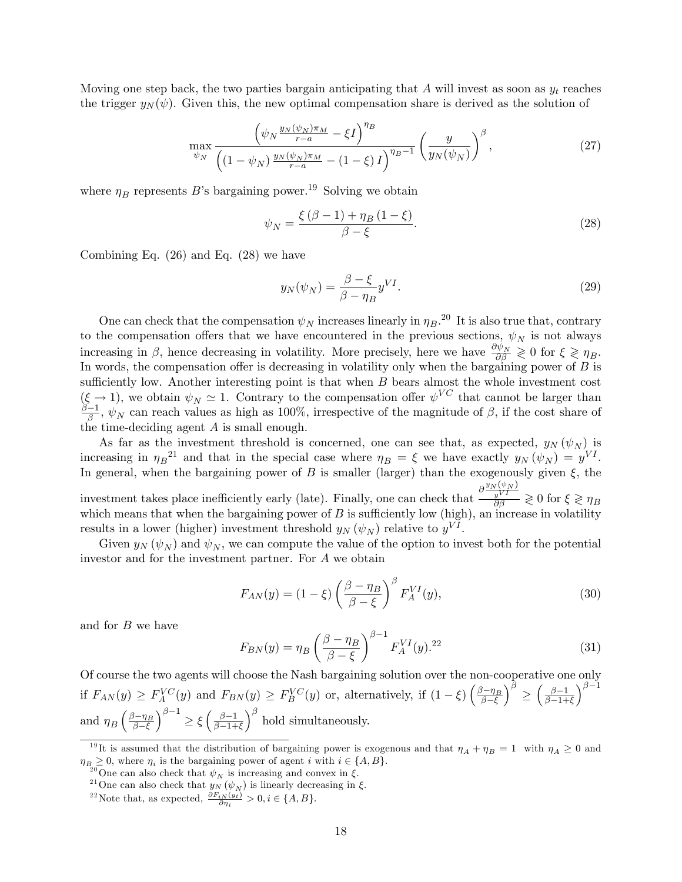Moving one step back, the two parties bargain anticipating that $A$ will invest as soon as $y_t$ reaches the trigger $y_N(\psi)$. Given this, the new optimal compensation share is derived as the solution of

$$\max_{\psi_N} \frac{\left(\psi_N \frac{y_N(\psi_N)\pi_M}{r-a} - \xi I\right)^{\eta_B}}{\left((1-\psi_N)\frac{y_N(\psi_N)\pi_M}{r-a} - (1-\xi)I\right)^{\eta_B - 1}} \left(\frac{y}{y_N(\psi_N)}\right)^{\beta}, \tag{27}$$

where $\eta_B$ represents $B$'s bargaining power.[19] Solving we obtain

$$\psi_N = \frac{\xi(\beta-1) + \eta_B(1-\xi)}{\beta - \xi}. \tag{28}$$

Combining Eq. (26) and Eq. (28) we have

$$y_N(\psi_N) = \frac{\beta - \xi}{\beta - \eta_B} y^{VI}. \tag{29}$$

One can check that the compensation $\psi_N$ increases linearly in $\eta_B$.[20] It is also true that, contrary to the compensation offers that we have encountered in the previous sections, $\psi_N$ is not always increasing in $\beta$, hence decreasing in volatility. More precisely, here we have $\frac{\partial \psi_N}{\partial \beta} \gtrless 0$ for $\xi \gtrless \eta_B$. In words, the compensation offer is decreasing in volatility only when the bargaining power of $B$ is sufficiently low. Another interesting point is that when $B$ bears almost the whole investment cost ($\xi \to 1$), we obtain $\psi_N \simeq 1$. Contrary to the compensation offer $\psi^{VC}$ that cannot be larger than $\frac{\beta-1}{\beta}$, $\psi_N$ can reach values as high as 100%, irrespective of the magnitude of $\beta$, if the cost share of the time-deciding agent $A$ is small enough.

As far as the investment threshold is concerned, one can see that, as expected, $y_N(\psi_N)$ is increasing in $\eta_B$[21] and that in the special case where $\eta_B = \xi$ we have exactly $y_N(\psi_N) = y^{VI}$. In general, when the bargaining power of $B$ is smaller (larger) than the exogenously given $\xi$, the investment takes place inefficiently early (late). Finally, one can check that $\frac{\partial \frac{y_N(\psi_N)}{y^{VI}}}{\partial \beta} \gtrless 0$ for $\xi \gtrless \eta_B$ which means that when the bargaining power of $B$ is sufficiently low (high), an increase in volatility results in a lower (higher) investment threshold $y_N(\psi_N)$ relative to $y^{VI}$.

Given $y_N(\psi_N)$ and $\psi_N$, we can compute the value of the option to invest both for the potential investor and for the investment partner. For $A$ we obtain

$$F_{AN}(y) = (1-\xi)\left(\frac{\beta - \eta_B}{\beta - \xi}\right)^{\beta} F_A^{VI}(y), \tag{30}$$

and for $B$ we have

$$F_{BN}(y) = \eta_B \left(\frac{\beta - \eta_B}{\beta - \xi}\right)^{\beta - 1} F_A^{VI}(y).[22] \tag{31}$$

Of course the two agents will choose the Nash bargaining solution over the non-cooperative one only if $F_{AN}(y) \geq F_A^{VC}(y)$ and $F_{BN}(y) \geq F_B^{VC}(y)$ or, alternatively, if $(1-\xi)\left(\frac{\beta-\eta_B}{\beta-\xi}\right)^{\beta} \geq \left(\frac{\beta-1}{\beta-1+\xi}\right)^{\beta-1}$ and $\eta_B \left(\frac{\beta-\eta_B}{\beta-\xi}\right)^{\beta-1} \geq \xi\left(\frac{\beta-1}{\beta-1+\xi}\right)^{\beta}$ hold simultaneously.

---

[19] It is assumed that the distribution of bargaining power is exogenous and that $\eta_A + \eta_B = 1$ with $\eta_A \geq 0$ and $\eta_B \geq 0$, where $\eta_i$ is the bargaining power of agent $i$ with $i \in \{A, B\}$.

[20] One can also check that $\psi_N$ is increasing and convex in $\xi$.

[21] One can also check that $y_N(\psi_N)$ is linearly decreasing in $\xi$.

[22] Note that, as expected, $\frac{\partial F_{iN}(y_t)}{\partial \eta_i} > 0, i \in \{A, B\}$.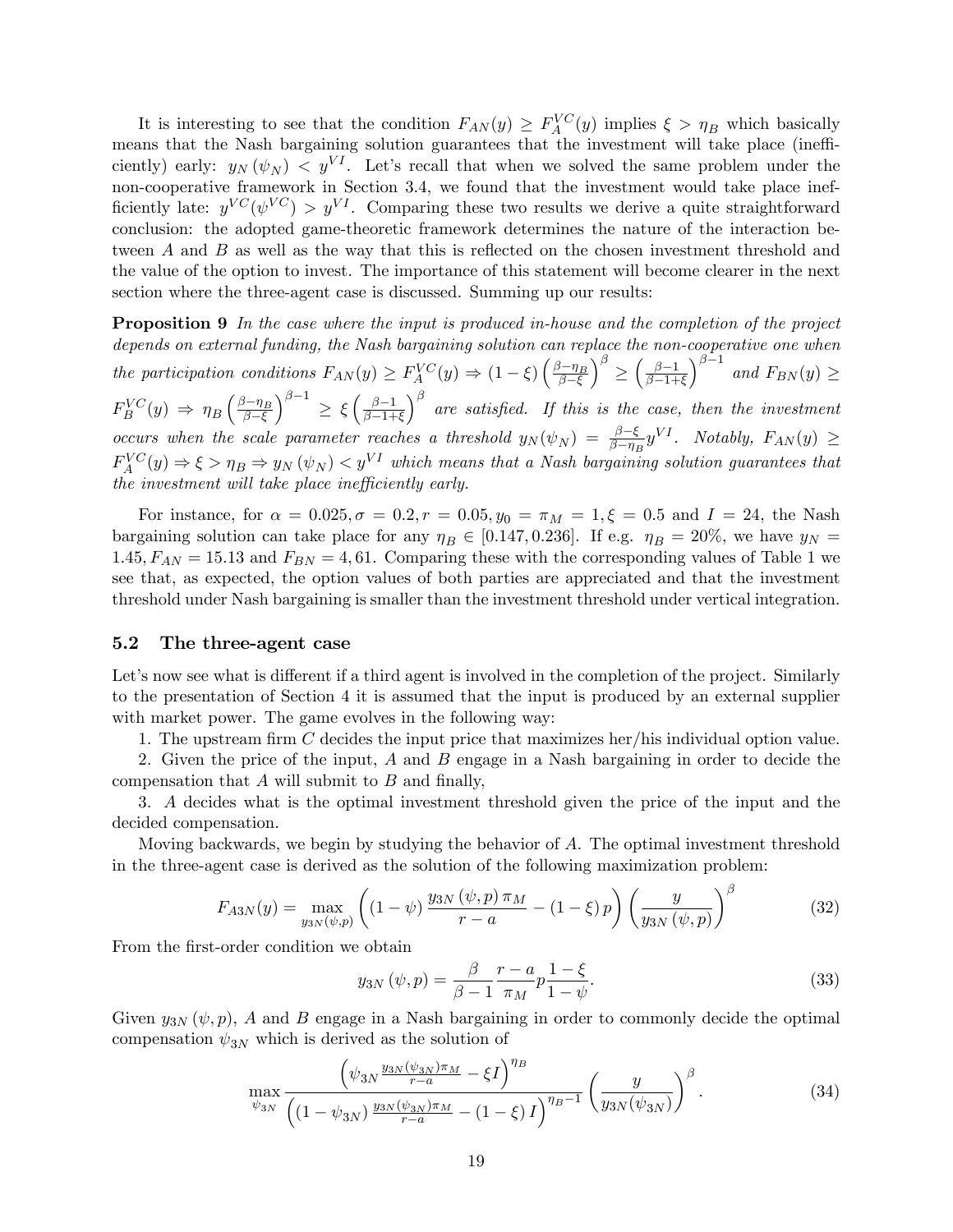It is interesting to see that the condition $F_{AN}(y) \geq F_A^{VC}(y)$ implies $\xi > \eta_B$ which basically means that the Nash bargaining solution guarantees that the investment will take place (inefficiently) early: $y_N(\psi_N) < y^{VI}$. Let's recall that when we solved the same problem under the non-cooperative framework in Section 3.4, we found that the investment would take place inefficiently late: $y^{VC}(\psi^{VC}) > y^{VI}$. Comparing these two results we derive a quite straightforward conclusion: the adopted game-theoretic framework determines the nature of the interaction between $A$ and $B$ as well as the way that this is reflected on the chosen investment threshold and the value of the option to invest. The importance of this statement will become clearer in the next section where the three-agent case is discussed. Summing up our results:

**Proposition 9** *In the case where the input is produced in-house and the completion of the project depends on external funding, the Nash bargaining solution can replace the non-cooperative one when the participation conditions* $F_{AN}(y) \geq F_A^{VC}(y) \Rightarrow (1-\xi)\left(\frac{\beta-\eta_B}{\beta-\xi}\right)^{\beta} \geq \left(\frac{\beta-1}{\beta-1+\xi}\right)^{\beta-1}$ *and* $F_{BN}(y) \geq F_B^{VC}(y) \Rightarrow \eta_B\left(\frac{\beta-\eta_B}{\beta-\xi}\right)^{\beta-1} \geq \xi\left(\frac{\beta-1}{\beta-1+\xi}\right)^{\beta}$ *are satisfied. If this is the case, then the investment occurs when the scale parameter reaches a threshold* $y_N(\psi_N) = \frac{\beta-\xi}{\beta-\eta_B}y^{VI}$*. Notably,* $F_{AN}(y) \geq F_A^{VC}(y) \Rightarrow \xi > \eta_B \Rightarrow y_N(\psi_N) < y^{VI}$ *which means that a Nash bargaining solution guarantees that the investment will take place inefficiently early.*

For instance, for $\alpha = 0.025, \sigma = 0.2, r = 0.05, y_0 = \pi_M = 1, \xi = 0.5$ and $I = 24$, the Nash bargaining solution can take place for any $\eta_B \in [0.147, 0.236]$. If e.g. $\eta_B = 20\%$, we have $y_N = 1.45, F_{AN} = 15.13$ and $F_{BN} = 4,61$. Comparing these with the corresponding values of Table 1 we see that, as expected, the option values of both parties are appreciated and that the investment threshold under Nash bargaining is smaller than the investment threshold under vertical integration.

### 5.2 The three-agent case

Let's now see what is different if a third agent is involved in the completion of the project. Similarly to the presentation of Section 4 it is assumed that the input is produced by an external supplier with market power. The game evolves in the following way:

1. The upstream firm $C$ decides the input price that maximizes her/his individual option value.

2. Given the price of the input, $A$ and $B$ engage in a Nash bargaining in order to decide the compensation that $A$ will submit to $B$ and finally,

3. $A$ decides what is the optimal investment threshold given the price of the input and the decided compensation.

Moving backwards, we begin by studying the behavior of $A$. The optimal investment threshold in the three-agent case is derived as the solution of the following maximization problem:

$$F_{A3N}(y) = \max_{y_{3N}(\psi,p)} \left((1-\psi)\frac{y_{3N}(\psi,p)\,\pi_M}{r-a} - (1-\xi)\,p\right)\left(\frac{y}{y_{3N}(\psi,p)}\right)^{\beta} \tag{32}$$

From the first-order condition we obtain

$$y_{3N}(\psi,p) = \frac{\beta}{\beta-1}\frac{r-a}{\pi_M}p\frac{1-\xi}{1-\psi}. \tag{33}$$

Given $y_{3N}(\psi,p)$, $A$ and $B$ engage in a Nash bargaining in order to commonly decide the optimal compensation $\psi_{3N}$ which is derived as the solution of

$$\max_{\psi_{3N}} \frac{\left(\psi_{3N}\frac{y_{3N}(\psi_{3N})\pi_M}{r-a} - \xi I\right)^{\eta_B}}{\left((1-\psi_{3N})\frac{y_{3N}(\psi_{3N})\pi_M}{r-a} - (1-\xi)\,I\right)^{\eta_B-1}}\left(\frac{y}{y_{3N}(\psi_{3N})}\right)^{\beta}. \tag{34}$$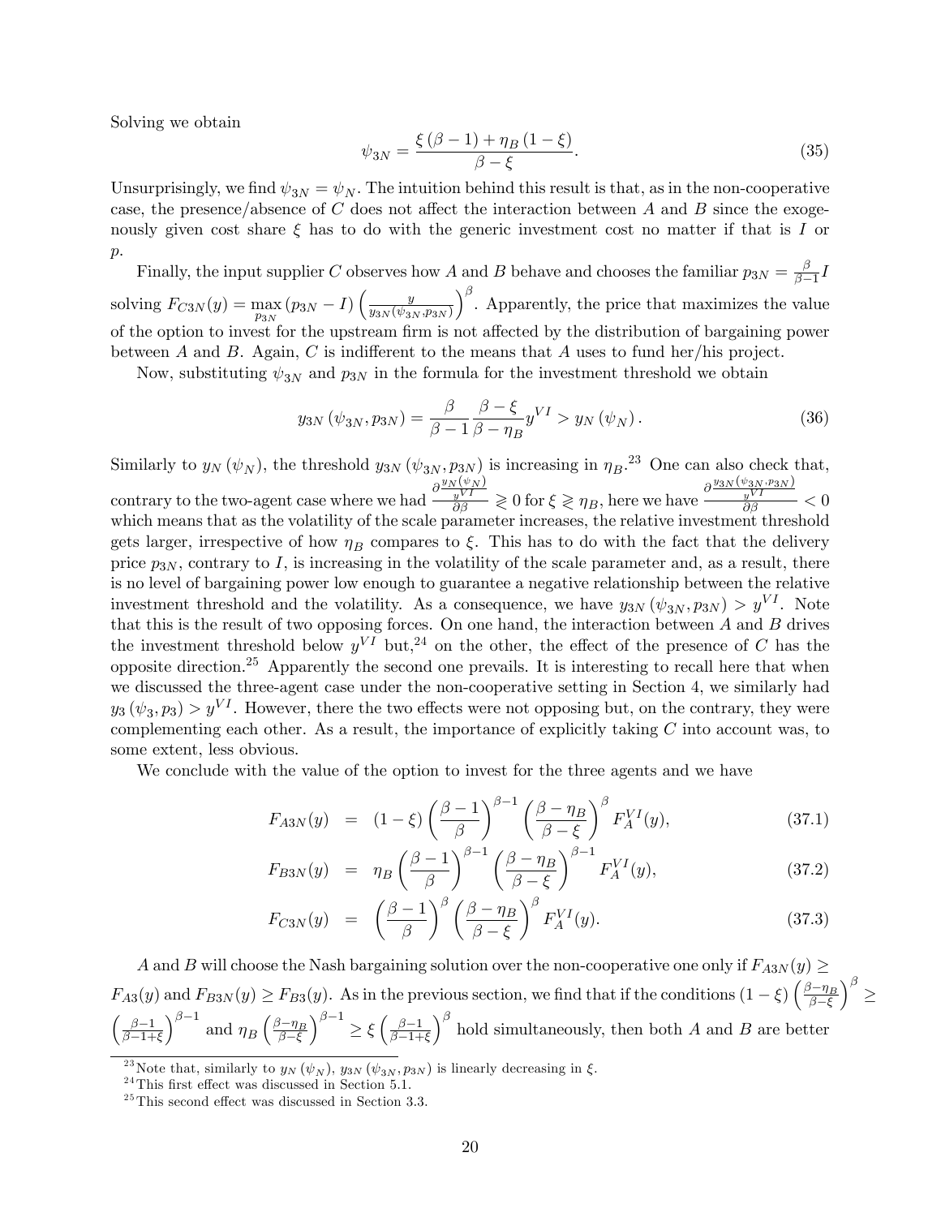Solving we obtain

$$\psi_{3N} = \frac{\xi(\beta - 1) + \eta_B(1 - \xi)}{\beta - \xi}. \tag{35}$$

Unsurprisingly, we find $\psi_{3N} = \psi_N$. The intuition behind this result is that, as in the non-cooperative case, the presence/absence of $C$ does not affect the interaction between $A$ and $B$ since the exogenously given cost share $\xi$ has to do with the generic investment cost no matter if that is $I$ or $p$.

Finally, the input supplier $C$ observes how $A$ and $B$ behave and chooses the familiar $p_{3N} = \frac{\beta}{\beta-1}I$ solving $F_{C3N}(y) = \max_{p_{3N}} (p_{3N} - I)\left(\frac{y}{y_{3N}(\psi_{3N}, p_{3N})}\right)^{\beta}$. Apparently, the price that maximizes the value of the option to invest for the upstream firm is not affected by the distribution of bargaining power between $A$ and $B$. Again, $C$ is indifferent to the means that $A$ uses to fund her/his project.

Now, substituting $\psi_{3N}$ and $p_{3N}$ in the formula for the investment threshold we obtain

$$y_{3N}(\psi_{3N}, p_{3N}) = \frac{\beta}{\beta - 1}\frac{\beta - \xi}{\beta - \eta_B}y^{VI} > y_N(\psi_N). \tag{36}$$

Similarly to $y_N(\psi_N)$, the threshold $y_{3N}(\psi_{3N}, p_{3N})$ is increasing in $\eta_B$.[23] One can also check that, contrary to the two-agent case where we had $\frac{\partial \frac{y_N(\psi_N)}{y^{VI}}}{\partial \beta} \gtrless 0$ for $\xi \gtrless \eta_B$, here we have $\frac{\partial \frac{y_{3N}(\psi_{3N}, p_{3N})}{y^{VI}}}{\partial \beta} < 0$ which means that as the volatility of the scale parameter increases, the relative investment threshold gets larger, irrespective of how $\eta_B$ compares to $\xi$. This has to do with the fact that the delivery price $p_{3N}$, contrary to $I$, is increasing in the volatility of the scale parameter and, as a result, there is no level of bargaining power low enough to guarantee a negative relationship between the relative investment threshold and the volatility. As a consequence, we have $y_{3N}(\psi_{3N}, p_{3N}) > y^{VI}$. Note that this is the result of two opposing forces. On one hand, the interaction between $A$ and $B$ drives the investment threshold below $y^{VI}$ but,[24] on the other, the effect of the presence of $C$ has the opposite direction.[25] Apparently the second one prevails. It is interesting to recall here that when we discussed the three-agent case under the non-cooperative setting in Section 4, we similarly had $y_3(\psi_3, p_3) > y^{VI}$. However, there the two effects were not opposing but, on the contrary, they were complementing each other. As a result, the importance of explicitly taking $C$ into account was, to some extent, less obvious.

We conclude with the value of the option to invest for the three agents and we have

$$F_{A3N}(y) = (1 - \xi)\left(\frac{\beta - 1}{\beta}\right)^{\beta - 1}\left(\frac{\beta - \eta_B}{\beta - \xi}\right)^{\beta} F_A^{VI}(y), \tag{37.1}$$

$$F_{B3N}(y) = \eta_B\left(\frac{\beta - 1}{\beta}\right)^{\beta - 1}\left(\frac{\beta - \eta_B}{\beta - \xi}\right)^{\beta - 1} F_A^{VI}(y), \tag{37.2}$$

$$F_{C3N}(y) = \left(\frac{\beta - 1}{\beta}\right)^{\beta}\left(\frac{\beta - \eta_B}{\beta - \xi}\right)^{\beta} F_A^{VI}(y). \tag{37.3}$$

$A$ and $B$ will choose the Nash bargaining solution over the non-cooperative one only if $F_{A3N}(y) \geq F_{A3}(y)$ and $F_{B3N}(y) \geq F_{B3}(y)$. As in the previous section, we find that if the conditions $(1 - \xi)\left(\frac{\beta - \eta_B}{\beta - \xi}\right)^{\beta} \geq \left(\frac{\beta - 1}{\beta - 1 + \xi}\right)^{\beta - 1}$ and $\eta_B\left(\frac{\beta - \eta_B}{\beta - \xi}\right)^{\beta - 1} \geq \xi\left(\frac{\beta - 1}{\beta - 1 + \xi}\right)^{\beta}$ hold simultaneously, then both $A$ and $B$ are better

[23] Note that, similarly to $y_N(\psi_N)$, $y_{3N}(\psi_{3N}, p_{3N})$ is linearly decreasing in $\xi$.

[24] This first effect was discussed in Section 5.1.

[25] This second effect was discussed in Section 3.3.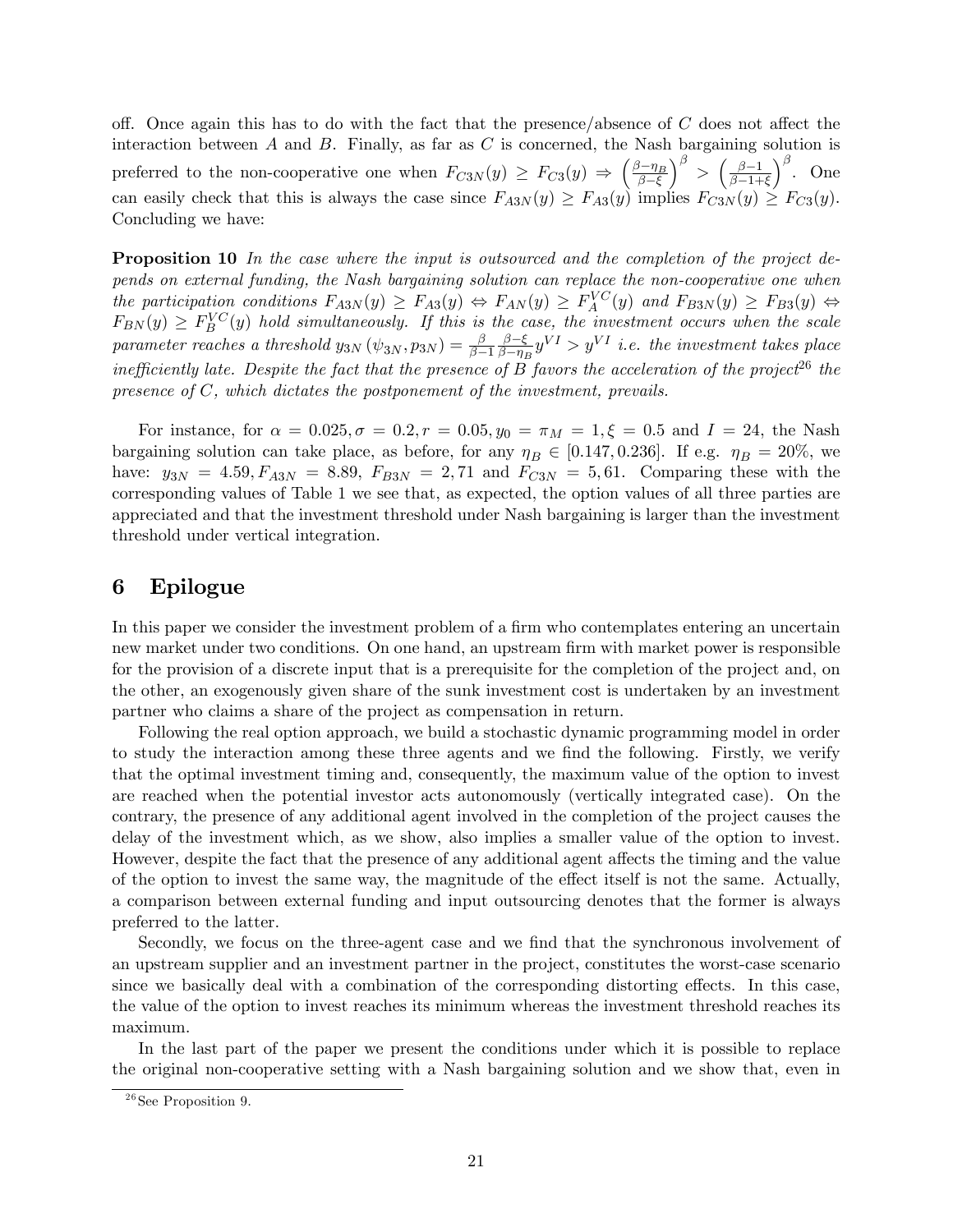off. Once again this has to do with the fact that the presence/absence of $C$ does not affect the interaction between $A$ and $B$. Finally, as far as $C$ is concerned, the Nash bargaining solution is preferred to the non-cooperative one when $F_{C3N}(y) \geq F_{C3}(y) \Rightarrow \left(\frac{\beta-\eta_B}{\beta-\xi}\right)^{\beta} > \left(\frac{\beta-1}{\beta-1+\xi}\right)^{\beta}$. One can easily check that this is always the case since $F_{A3N}(y) \geq F_{A3}(y)$ implies $F_{C3N}(y) \geq F_{C3}(y)$. Concluding we have:

**Proposition 10** *In the case where the input is outsourced and the completion of the project depends on external funding, the Nash bargaining solution can replace the non-cooperative one when the participation conditions $F_{A3N}(y) \geq F_{A3}(y) \Leftrightarrow F_{AN}(y) \geq F_A^{VC}(y)$ and $F_{B3N}(y) \geq F_{B3}(y) \Leftrightarrow F_{BN}(y) \geq F_B^{VC}(y)$ hold simultaneously. If this is the case, the investment occurs when the scale parameter reaches a threshold $y_{3N}(\psi_{3N}, p_{3N}) = \frac{\beta}{\beta-1}\frac{\beta-\xi}{\beta-\eta_B}y^{VI} > y^{VI}$ i.e. the investment takes place inefficiently late. Despite the fact that the presence of $B$ favors the acceleration of the project*[26] *the presence of $C$, which dictates the postponement of the investment, prevails.*

For instance, for $\alpha = 0.025, \sigma = 0.2, r = 0.05, y_0 = \pi_M = 1, \xi = 0.5$ and $I = 24$, the Nash bargaining solution can take place, as before, for any $\eta_B \in [0.147, 0.236]$. If e.g. $\eta_B = 20\%$, we have: $y_{3N} = 4.59, F_{A3N} = 8.89$, $F_{B3N} = 2,71$ and $F_{C3N} = 5,61$. Comparing these with the corresponding values of Table 1 we see that, as expected, the option values of all three parties are appreciated and that the investment threshold under Nash bargaining is larger than the investment threshold under vertical integration.

# 6 Epilogue

In this paper we consider the investment problem of a firm who contemplates entering an uncertain new market under two conditions. On one hand, an upstream firm with market power is responsible for the provision of a discrete input that is a prerequisite for the completion of the project and, on the other, an exogenously given share of the sunk investment cost is undertaken by an investment partner who claims a share of the project as compensation in return.

Following the real option approach, we build a stochastic dynamic programming model in order to study the interaction among these three agents and we find the following. Firstly, we verify that the optimal investment timing and, consequently, the maximum value of the option to invest are reached when the potential investor acts autonomously (vertically integrated case). On the contrary, the presence of any additional agent involved in the completion of the project causes the delay of the investment which, as we show, also implies a smaller value of the option to invest. However, despite the fact that the presence of any additional agent affects the timing and the value of the option to invest the same way, the magnitude of the effect itself is not the same. Actually, a comparison between external funding and input outsourcing denotes that the former is always preferred to the latter.

Secondly, we focus on the three-agent case and we find that the synchronous involvement of an upstream supplier and an investment partner in the project, constitutes the worst-case scenario since we basically deal with a combination of the corresponding distorting effects. In this case, the value of the option to invest reaches its minimum whereas the investment threshold reaches its maximum.

In the last part of the paper we present the conditions under which it is possible to replace the original non-cooperative setting with a Nash bargaining solution and we show that, even in

[26] See Proposition 9.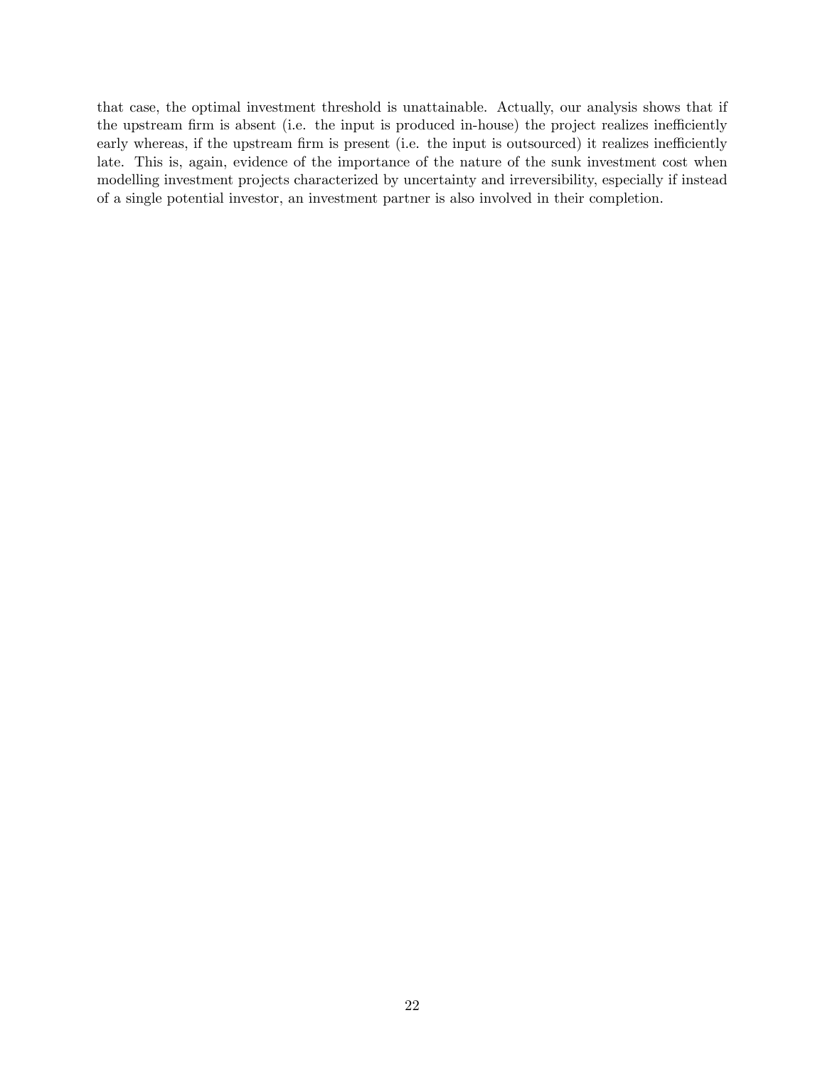that case, the optimal investment threshold is unattainable. Actually, our analysis shows that if the upstream firm is absent (i.e. the input is produced in-house) the project realizes inefficiently early whereas, if the upstream firm is present (i.e. the input is outsourced) it realizes inefficiently late. This is, again, evidence of the importance of the nature of the sunk investment cost when modelling investment projects characterized by uncertainty and irreversibility, especially if instead of a single potential investor, an investment partner is also involved in their completion.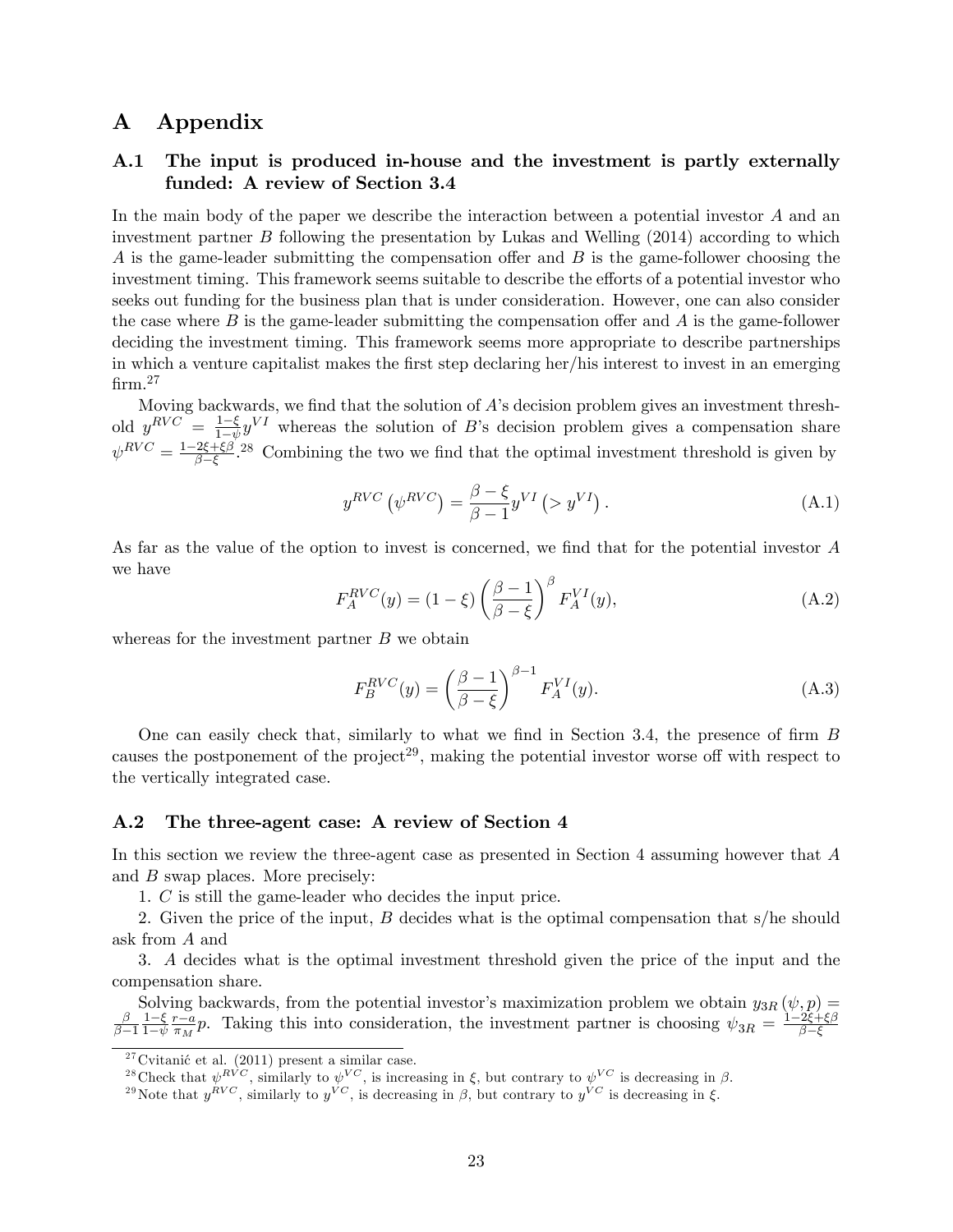# A Appendix

## A.1 The input is produced in-house and the investment is partly externally funded: A review of Section 3.4

In the main body of the paper we describe the interaction between a potential investor $A$ and an investment partner $B$ following the presentation by Lukas and Welling (2014) according to which $A$ is the game-leader submitting the compensation offer and $B$ is the game-follower choosing the investment timing. This framework seems suitable to describe the efforts of a potential investor who seeks out funding for the business plan that is under consideration. However, one can also consider the case where $B$ is the game-leader submitting the compensation offer and $A$ is the game-follower deciding the investment timing. This framework seems more appropriate to describe partnerships in which a venture capitalist makes the first step declaring her/his interest to invest in an emerging firm.[27]

Moving backwards, we find that the solution of $A$'s decision problem gives an investment threshold $y^{RVC} = \frac{1-\xi}{1-\psi} y^{VI}$ whereas the solution of $B$'s decision problem gives a compensation share $\psi^{RVC} = \frac{1-2\xi+\xi\beta}{\beta-\xi}$.[28] Combining the two we find that the optimal investment threshold is given by

$$y^{RVC}\left(\psi^{RVC}\right) = \frac{\beta-\xi}{\beta-1} y^{VI} \left(> y^{VI}\right). \tag{A.1}$$

As far as the value of the option to invest is concerned, we find that for the potential investor $A$ we have

$$F_A^{RVC}(y) = (1-\xi)\left(\frac{\beta-1}{\beta-\xi}\right)^{\beta} F_A^{VI}(y), \tag{A.2}$$

whereas for the investment partner $B$ we obtain

$$F_B^{RVC}(y) = \left(\frac{\beta-1}{\beta-\xi}\right)^{\beta-1} F_A^{VI}(y). \tag{A.3}$$

One can easily check that, similarly to what we find in Section 3.4, the presence of firm $B$ causes the postponement of the project[29], making the potential investor worse off with respect to the vertically integrated case.

## A.2 The three-agent case: A review of Section 4

In this section we review the three-agent case as presented in Section 4 assuming however that $A$ and $B$ swap places. More precisely:

1. $C$ is still the game-leader who decides the input price.
2. Given the price of the input, $B$ decides what is the optimal compensation that s/he should ask from $A$ and
3. $A$ decides what is the optimal investment threshold given the price of the input and the compensation share.

Solving backwards, from the potential investor's maximization problem we obtain $y_{3R}(\psi, p) = \frac{\beta}{\beta-1}\frac{1-\xi}{1-\psi}\frac{r-a}{\pi_M} p$. Taking this into consideration, the investment partner is choosing $\psi_{3R} = \frac{1-2\xi+\xi\beta}{\beta-\xi}$

---

[27] Cvitanić et al. (2011) present a similar case.

[28] Check that $\psi^{RVC}$, similarly to $\psi^{VC}$, is increasing in $\xi$, but contrary to $\psi^{VC}$ is decreasing in $\beta$.

[29] Note that $y^{RVC}$, similarly to $y^{VC}$, is decreasing in $\beta$, but contrary to $y^{VC}$ is decreasing in $\xi$.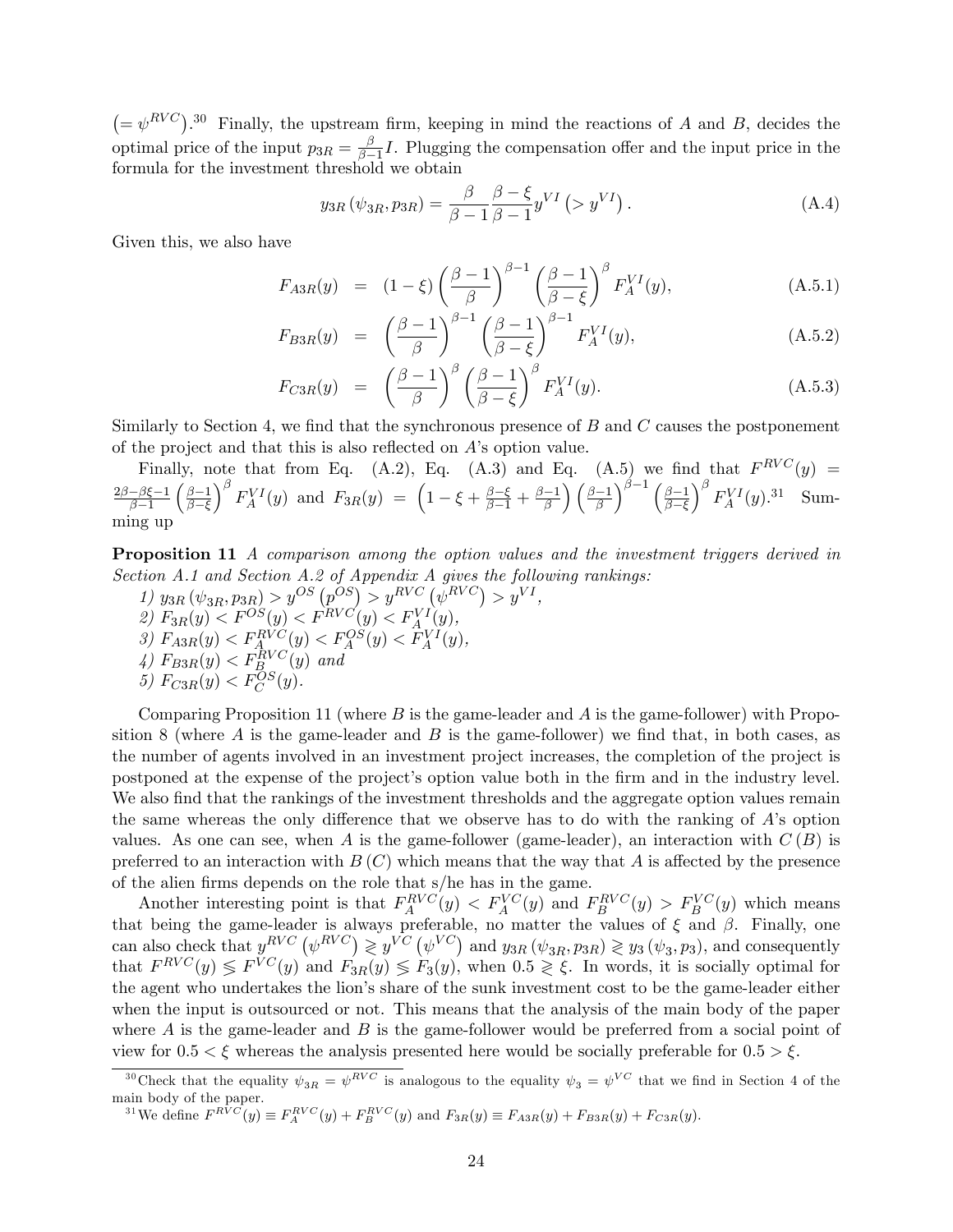$\left(=\psi^{RVC}\right)$.[30] Finally, the upstream firm, keeping in mind the reactions of $A$ and $B$, decides the optimal price of the input $p_{3R} = \frac{\beta}{\beta-1}I$. Plugging the compensation offer and the input price in the formula for the investment threshold we obtain

$$y_{3R}\left(\psi_{3R}, p_{3R}\right) = \frac{\beta}{\beta-1}\frac{\beta-\xi}{\beta-1}y^{VI}\left(> y^{VI}\right). \tag{A.4}$$

Given this, we also have

$$F_{A3R}(y) = (1-\xi)\left(\frac{\beta-1}{\beta}\right)^{\beta-1}\left(\frac{\beta-1}{\beta-\xi}\right)^{\beta}F_A^{VI}(y), \tag{A.5.1}$$

$$F_{B3R}(y) = \left(\frac{\beta-1}{\beta}\right)^{\beta-1}\left(\frac{\beta-1}{\beta-\xi}\right)^{\beta-1}F_A^{VI}(y), \tag{A.5.2}$$

$$F_{C3R}(y) = \left(\frac{\beta-1}{\beta}\right)^{\beta}\left(\frac{\beta-1}{\beta-\xi}\right)^{\beta}F_A^{VI}(y). \tag{A.5.3}$$

Similarly to Section 4, we find that the synchronous presence of $B$ and $C$ causes the postponement of the project and that this is also reflected on $A$'s option value.

Finally, note that from Eq. (A.2), Eq. (A.3) and Eq. (A.5) we find that $F^{RVC}(y) = \frac{2\beta-\beta\xi-1}{\beta-1}\left(\frac{\beta-1}{\beta-\xi}\right)^{\beta}F_A^{VI}(y)$ and $F_{3R}(y) = \left(1-\xi+\frac{\beta-\xi}{\beta-1}+\frac{\beta-1}{\beta}\right)\left(\frac{\beta-1}{\beta}\right)^{\beta-1}\left(\frac{\beta-1}{\beta-\xi}\right)^{\beta}F_A^{VI}(y)$.[31] Summing up

**Proposition 11** *A comparison among the option values and the investment triggers derived in Section A.1 and Section A.2 of Appendix A gives the following rankings:*

*1)* $y_{3R}\left(\psi_{3R}, p_{3R}\right) > y^{OS}\left(p^{OS}\right) > y^{RVC}\left(\psi^{RVC}\right) > y^{VI}$,
*2)* $F_{3R}(y) < F^{OS}(y) < F^{RVC}(y) < F_A^{VI}(y)$,
*3)* $F_{A3R}(y) < F_A^{RVC}(y) < F_A^{OS}(y) < F_A^{VI}(y)$,
*4)* $F_{B3R}(y) < F_B^{RVC}(y)$ *and*
*5)* $F_{C3R}(y) < F_C^{OS}(y)$.

Comparing Proposition 11 (where $B$ is the game-leader and $A$ is the game-follower) with Proposition 8 (where $A$ is the game-leader and $B$ is the game-follower) we find that, in both cases, as the number of agents involved in an investment project increases, the completion of the project is postponed at the expense of the project's option value both in the firm and in the industry level. We also find that the rankings of the investment thresholds and the aggregate option values remain the same whereas the only difference that we observe has to do with the ranking of $A$'s option values. As one can see, when $A$ is the game-follower (game-leader), an interaction with $C$ $(B)$ is preferred to an interaction with $B$ $(C)$ which means that the way that $A$ is affected by the presence of the alien firms depends on the role that s/he has in the game.

Another interesting point is that $F_A^{RVC}(y) < F_A^{VC}(y)$ and $F_B^{RVC}(y) > F_B^{VC}(y)$ which means that being the game-leader is always preferable, no matter the values of $\xi$ and $\beta$. Finally, one can also check that $y^{RVC}\left(\psi^{RVC}\right) \gtrless y^{VC}\left(\psi^{VC}\right)$ and $y_{3R}\left(\psi_{3R}, p_{3R}\right) \gtrless y_3\left(\psi_3, p_3\right)$, and consequently that $F^{RVC}(y) \lessgtr F^{VC}(y)$ and $F_{3R}(y) \lessgtr F_3(y)$, when $0.5 \gtrless \xi$. In words, it is socially optimal for the agent who undertakes the lion's share of the sunk investment cost to be the game-leader either when the input is outsourced or not. This means that the analysis of the main body of the paper where $A$ is the game-leader and $B$ is the game-follower would be preferred from a social point of view for $0.5 < \xi$ whereas the analysis presented here would be socially preferable for $0.5 > \xi$.

[30] Check that the equality $\psi_{3R} = \psi^{RVC}$ is analogous to the equality $\psi_3 = \psi^{VC}$ that we find in Section 4 of the main body of the paper.

[31] We define $F^{RVC}(y) \equiv F_A^{RVC}(y) + F_B^{RVC}(y)$ and $F_{3R}(y) \equiv F_{A3R}(y) + F_{B3R}(y) + F_{C3R}(y)$.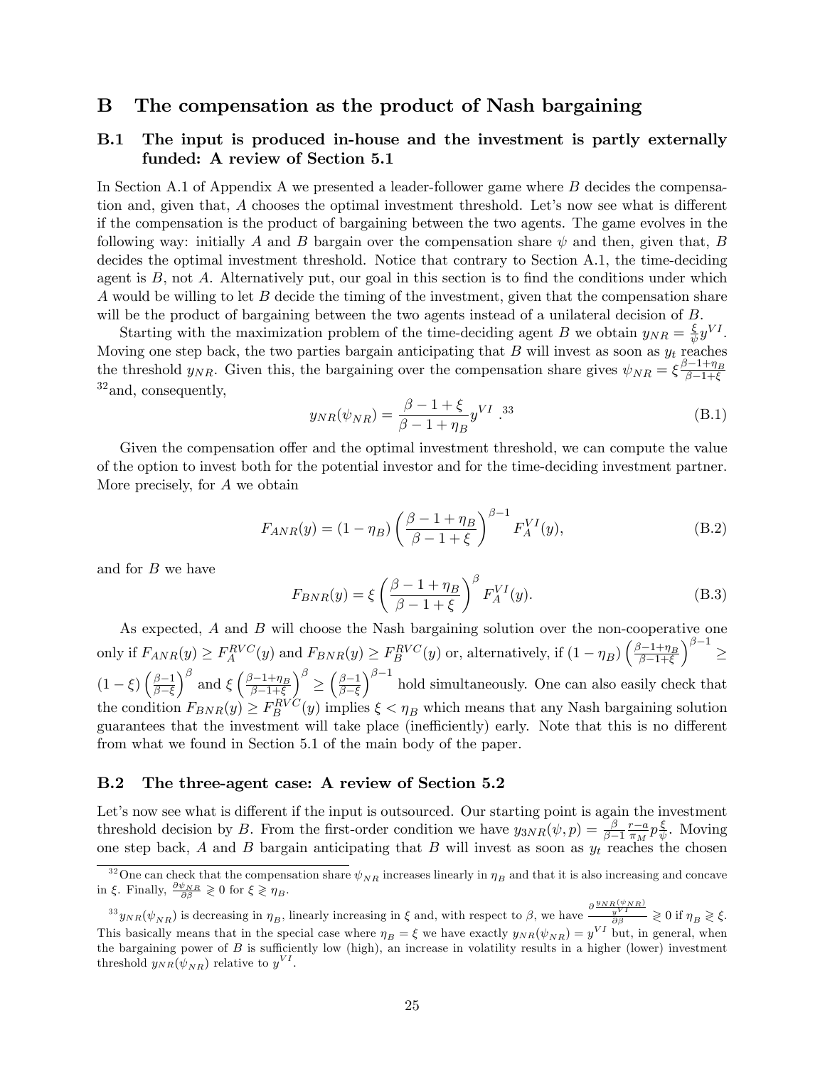# B The compensation as the product of Nash bargaining

## B.1 The input is produced in-house and the investment is partly externally funded: A review of Section 5.1

In Section A.1 of Appendix A we presented a leader-follower game where $B$ decides the compensation and, given that, $A$ chooses the optimal investment threshold. Let's now see what is different if the compensation is the product of bargaining between the two agents. The game evolves in the following way: initially $A$ and $B$ bargain over the compensation share $\psi$ and then, given that, $B$ decides the optimal investment threshold. Notice that contrary to Section A.1, the time-deciding agent is $B$, not $A$. Alternatively put, our goal in this section is to find the conditions under which $A$ would be willing to let $B$ decide the timing of the investment, given that the compensation share will be the product of bargaining between the two agents instead of a unilateral decision of $B$.

Starting with the maximization problem of the time-deciding agent $B$ we obtain $y_{NR} = \frac{\xi}{\psi} y^{VI}$. Moving one step back, the two parties bargain anticipating that $B$ will invest as soon as $y_t$ reaches the threshold $y_{NR}$. Given this, the bargaining over the compensation share gives $\psi_{NR} = \xi \frac{\beta - 1 + \eta_B}{\beta - 1 + \xi}$ [32] and, consequently,

$$y_{NR}(\psi_{NR}) = \frac{\beta - 1 + \xi}{\beta - 1 + \eta_B} y^{VI}.^{33} \tag{B.1}$$

Given the compensation offer and the optimal investment threshold, we can compute the value of the option to invest both for the potential investor and for the time-deciding investment partner. More precisely, for $A$ we obtain

$$F_{ANR}(y) = (1 - \eta_B) \left( \frac{\beta - 1 + \eta_B}{\beta - 1 + \xi} \right)^{\beta - 1} F_A^{VI}(y), \tag{B.2}$$

and for $B$ we have

$$F_{BNR}(y) = \xi \left( \frac{\beta - 1 + \eta_B}{\beta - 1 + \xi} \right)^{\beta} F_A^{VI}(y). \tag{B.3}$$

As expected, $A$ and $B$ will choose the Nash bargaining solution over the non-cooperative one only if $F_{ANR}(y) \geq F_A^{RVC}(y)$ and $F_{BNR}(y) \geq F_B^{RVC}(y)$ or, alternatively, if $(1 - \eta_B) \left( \frac{\beta - 1 + \eta_B}{\beta - 1 + \xi} \right)^{\beta - 1} \geq (1 - \xi) \left( \frac{\beta - 1}{\beta - \xi} \right)^{\beta}$ and $\xi \left( \frac{\beta - 1 + \eta_B}{\beta - 1 + \xi} \right)^{\beta} \geq \left( \frac{\beta - 1}{\beta - \xi} \right)^{\beta - 1}$ hold simultaneously. One can also easily check that the condition $F_{BNR}(y) \geq F_B^{RVC}(y)$ implies $\xi < \eta_B$ which means that any Nash bargaining solution guarantees that the investment will take place (inefficiently) early. Note that this is no different from what we found in Section 5.1 of the main body of the paper.

## B.2 The three-agent case: A review of Section 5.2

Let's now see what is different if the input is outsourced. Our starting point is again the investment threshold decision by $B$. From the first-order condition we have $y_{3NR}(\psi, p) = \frac{\beta}{\beta - 1} \frac{r - a}{\pi_M} p \frac{\xi}{\psi}$. Moving one step back, $A$ and $B$ bargain anticipating that $B$ will invest as soon as $y_t$ reaches the chosen

---

[32] One can check that the compensation share $\psi_{NR}$ increases linearly in $\eta_B$ and that it is also increasing and concave in $\xi$. Finally, $\frac{\partial \psi_{NR}}{\partial \beta} \gtrless 0$ for $\xi \gtrless \eta_B$.

[33] $y_{NR}(\psi_{NR})$ is decreasing in $\eta_B$, linearly increasing in $\xi$ and, with respect to $\beta$, we have $\frac{\partial \frac{y_{NR}(\psi_{NR})}{y^{VI}}}{\partial \beta} \gtrless 0$ if $\eta_B \gtrless \xi$. This basically means that in the special case where $\eta_B = \xi$ we have exactly $y_{NR}(\psi_{NR}) = y^{VI}$ but, in general, when the bargaining power of $B$ is sufficiently low (high), an increase in volatility results in a higher (lower) investment threshold $y_{NR}(\psi_{NR})$ relative to $y^{VI}$.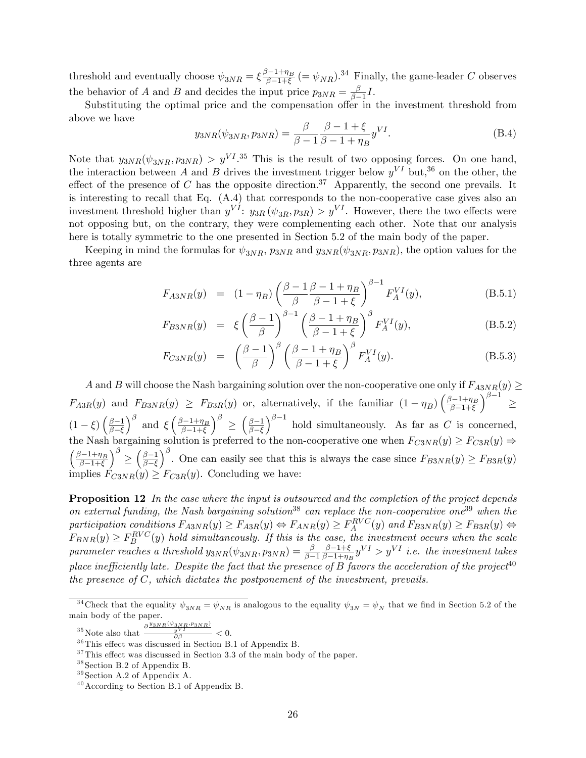threshold and eventually choose $\psi_{3NR} = \xi\frac{\beta-1+\eta_B}{\beta-1+\xi} (= \psi_{NR})$.[34] Finally, the game-leader $C$ observes the behavior of $A$ and $B$ and decides the input price $p_{3NR} = \frac{\beta}{\beta-1}I$.

Substituting the optimal price and the compensation offer in the investment threshold from above we have

$$y_{3NR}(\psi_{3NR}, p_{3NR}) = \frac{\beta}{\beta-1}\frac{\beta-1+\xi}{\beta-1+\eta_B}y^{VI}. \tag{B.4}$$

Note that $y_{3NR}(\psi_{3NR}, p_{3NR}) > y^{VI}$.[35] This is the result of two opposing forces. On one hand, the interaction between $A$ and $B$ drives the investment trigger below $y^{VI}$ but,[36] on the other, the effect of the presence of $C$ has the opposite direction.[37] Apparently, the second one prevails. It is interesting to recall that Eq. (A.4) that corresponds to the non-cooperative case gives also an investment threshold higher than $y^{VI}$: $y_{3R}(\psi_{3R}, p_{3R}) > y^{VI}$. However, there the two effects were not opposing but, on the contrary, they were complementing each other. Note that our analysis here is totally symmetric to the one presented in Section 5.2 of the main body of the paper.

Keeping in mind the formulas for $\psi_{3NR}$, $p_{3NR}$ and $y_{3NR}(\psi_{3NR}, p_{3NR})$, the option values for the three agents are

$$F_{A3NR}(y) = (1-\eta_B)\left(\frac{\beta-1}{\beta}\frac{\beta-1+\eta_B}{\beta-1+\xi}\right)^{\beta-1}F_A^{VI}(y), \tag{B.5.1}$$

$$F_{B3NR}(y) = \xi\left(\frac{\beta-1}{\beta}\right)^{\beta-1}\left(\frac{\beta-1+\eta_B}{\beta-1+\xi}\right)^{\beta}F_A^{VI}(y), \tag{B.5.2}$$

$$F_{C3NR}(y) = \left(\frac{\beta-1}{\beta}\right)^{\beta}\left(\frac{\beta-1+\eta_B}{\beta-1+\xi}\right)^{\beta}F_A^{VI}(y). \tag{B.5.3}$$

$A$ and $B$ will choose the Nash bargaining solution over the non-cooperative one only if $F_{A3NR}(y) \geq F_{A3R}(y)$ and $F_{B3NR}(y) \geq F_{B3R}(y)$ or, alternatively, if the familiar $(1-\eta_B)\left(\frac{\beta-1+\eta_B}{\beta-1+\xi}\right)^{\beta-1} \geq (1-\xi)\left(\frac{\beta-1}{\beta-\xi}\right)^{\beta}$ and $\xi\left(\frac{\beta-1+\eta_B}{\beta-1+\xi}\right)^{\beta} \geq \left(\frac{\beta-1}{\beta-\xi}\right)^{\beta-1}$ hold simultaneously. As far as $C$ is concerned, the Nash bargaining solution is preferred to the non-cooperative one when $F_{C3NR}(y) \geq F_{C3R}(y) \Rightarrow \left(\frac{\beta-1+\eta_B}{\beta-1+\xi}\right)^{\beta} \geq \left(\frac{\beta-1}{\beta-\xi}\right)^{\beta}$. One can easily see that this is always the case since $F_{B3NR}(y) \geq F_{B3R}(y)$ implies $F_{C3NR}(y) \geq F_{C3R}(y)$. Concluding we have:

**Proposition 12** *In the case where the input is outsourced and the completion of the project depends on external funding, the Nash bargaining solution*[38] *can replace the non-cooperative one*[39] *when the participation conditions $F_{A3NR}(y) \geq F_{A3R}(y) \Leftrightarrow F_{ANR}(y) \geq F_A^{RVC}(y)$ and $F_{B3NR}(y) \geq F_{B3R}(y) \Leftrightarrow F_{BNR}(y) \geq F_B^{RVC}(y)$ hold simultaneously. If this is the case, the investment occurs when the scale parameter reaches a threshold $y_{3NR}(\psi_{3NR}, p_{3NR}) = \frac{\beta}{\beta-1}\frac{\beta-1+\xi}{\beta-1+\eta_B}y^{VI} > y^{VI}$ i.e. the investment takes place inefficiently late. Despite the fact that the presence of $B$ favors the acceleration of the project*[40] *the presence of $C$, which dictates the postponement of the investment, prevails.*

---

[34] Check that the equality $\psi_{3NR} = \psi_{NR}$ is analogous to the equality $\psi_{3N} = \psi_N$ that we find in Section 5.2 of the main body of the paper.

[35] Note also that $\frac{\partial \frac{y_{3NR}(\psi_{3NR}, p_{3NR})}{y^{VI}}}{\partial \beta} < 0$.

[36] This effect was discussed in Section B.1 of Appendix B.

[37] This effect was discussed in Section 3.3 of the main body of the paper.

[38] Section B.2 of Appendix B.

[39] Section A.2 of Appendix A.

[40] According to Section B.1 of Appendix B.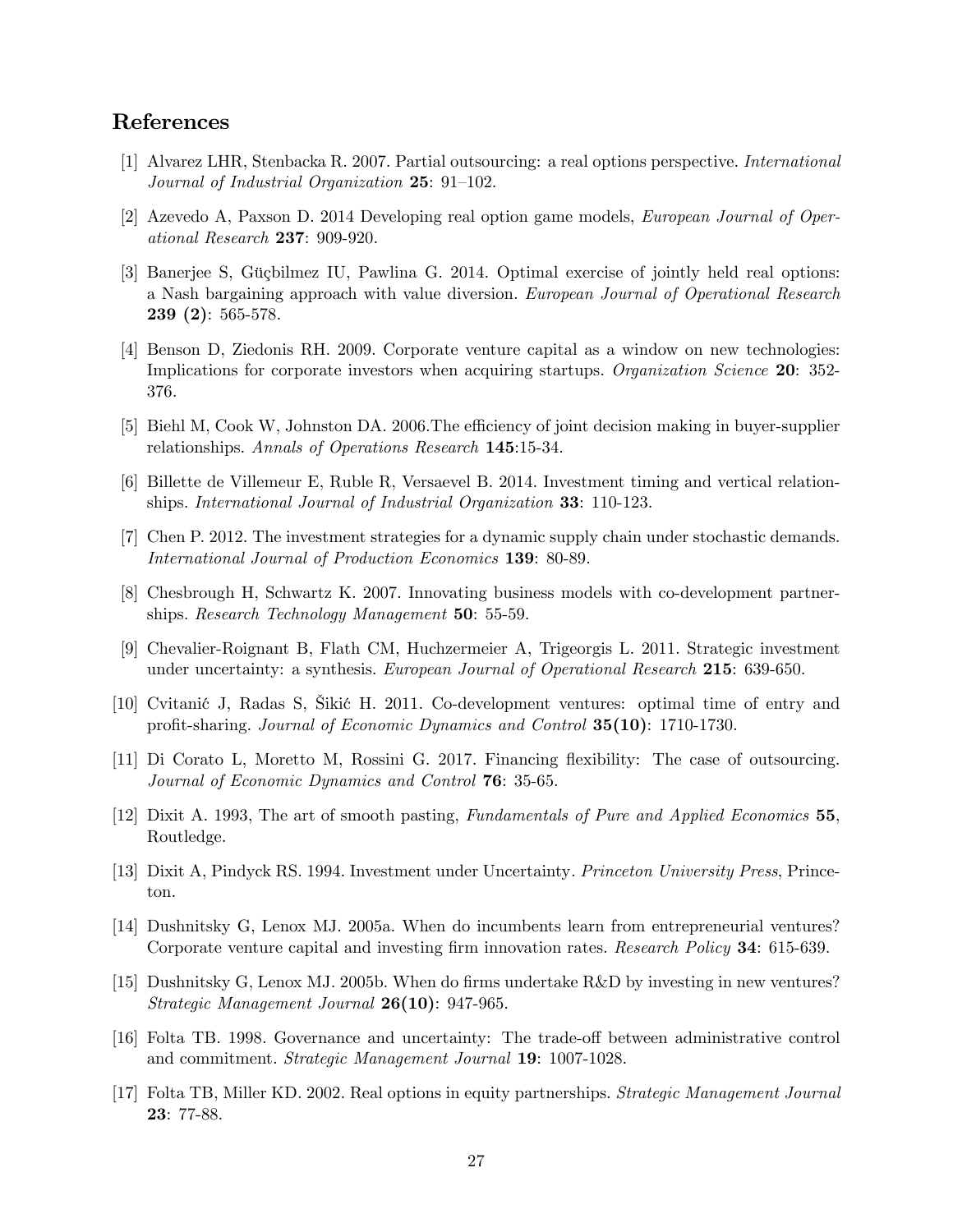## References

[1] Alvarez LHR, Stenbacka R. 2007. Partial outsourcing: a real options perspective. *International Journal of Industrial Organization* **25**: 91–102.

[2] Azevedo A, Paxson D. 2014 Developing real option game models, *European Journal of Operational Research* **237**: 909-920.

[3] Banerjee S, Güçbilmez IU, Pawlina G. 2014. Optimal exercise of jointly held real options: a Nash bargaining approach with value diversion. *European Journal of Operational Research* **239 (2)**: 565-578.

[4] Benson D, Ziedonis RH. 2009. Corporate venture capital as a window on new technologies: Implications for corporate investors when acquiring startups. *Organization Science* **20**: 352-376.

[5] Biehl M, Cook W, Johnston DA. 2006.The efficiency of joint decision making in buyer-supplier relationships. *Annals of Operations Research* **145**:15-34.

[6] Billette de Villemeur E, Ruble R, Versaevel B. 2014. Investment timing and vertical relationships. *International Journal of Industrial Organization* **33**: 110-123.

[7] Chen P. 2012. The investment strategies for a dynamic supply chain under stochastic demands. *International Journal of Production Economics* **139**: 80-89.

[8] Chesbrough H, Schwartz K. 2007. Innovating business models with co-development partnerships. *Research Technology Management* **50**: 55-59.

[9] Chevalier-Roignant B, Flath CM, Huchzermeier A, Trigeorgis L. 2011. Strategic investment under uncertainty: a synthesis. *European Journal of Operational Research* **215**: 639-650.

[10] Cvitanić J, Radas S, Šikić H. 2011. Co-development ventures: optimal time of entry and profit-sharing. *Journal of Economic Dynamics and Control* **35(10)**: 1710-1730.

[11] Di Corato L, Moretto M, Rossini G. 2017. Financing flexibility: The case of outsourcing. *Journal of Economic Dynamics and Control* **76**: 35-65.

[12] Dixit A. 1993, The art of smooth pasting, *Fundamentals of Pure and Applied Economics* **55**, Routledge.

[13] Dixit A, Pindyck RS. 1994. Investment under Uncertainty. *Princeton University Press*, Princeton.

[14] Dushnitsky G, Lenox MJ. 2005a. When do incumbents learn from entrepreneurial ventures? Corporate venture capital and investing firm innovation rates. *Research Policy* **34**: 615-639.

[15] Dushnitsky G, Lenox MJ. 2005b. When do firms undertake R&D by investing in new ventures? *Strategic Management Journal* **26(10)**: 947-965.

[16] Folta TB. 1998. Governance and uncertainty: The trade-off between administrative control and commitment. *Strategic Management Journal* **19**: 1007-1028.

[17] Folta TB, Miller KD. 2002. Real options in equity partnerships. *Strategic Management Journal* **23**: 77-88.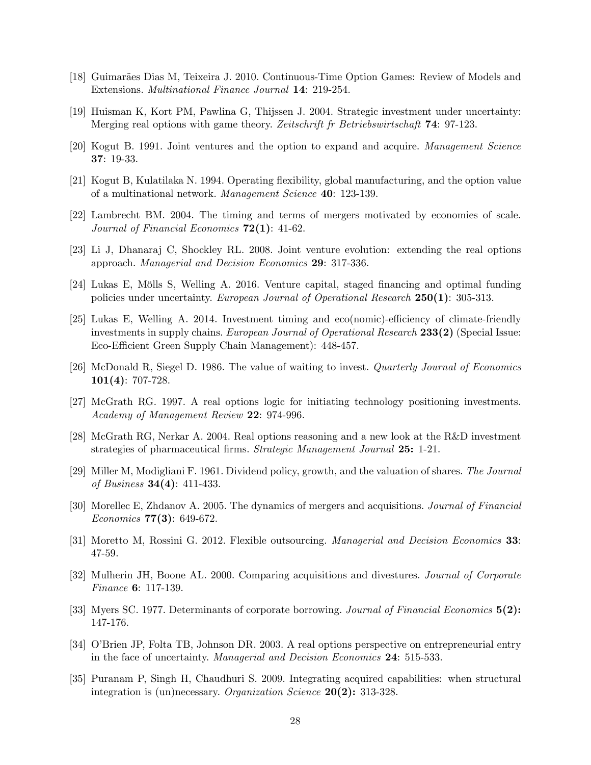[18] Guimarães Dias M, Teixeira J. 2010. Continuous-Time Option Games: Review of Models and Extensions. *Multinational Finance Journal* **14**: 219-254.

[19] Huisman K, Kort PM, Pawlina G, Thijssen J. 2004. Strategic investment under uncertainty: Merging real options with game theory. *Zeitschrift fr Betriebswirtschaft* **74**: 97-123.

[20] Kogut B. 1991. Joint ventures and the option to expand and acquire. *Management Science* **37**: 19-33.

[21] Kogut B, Kulatilaka N. 1994. Operating flexibility, global manufacturing, and the option value of a multinational network. *Management Science* **40**: 123-139.

[22] Lambrecht BM. 2004. The timing and terms of mergers motivated by economies of scale. *Journal of Financial Economics* **72(1)**: 41-62.

[23] Li J, Dhanaraj C, Shockley RL. 2008. Joint venture evolution: extending the real options approach. *Managerial and Decision Economics* **29**: 317-336.

[24] Lukas E, Mölls S, Welling A. 2016. Venture capital, staged financing and optimal funding policies under uncertainty. *European Journal of Operational Research* **250(1)**: 305-313.

[25] Lukas E, Welling A. 2014. Investment timing and eco(nomic)-efficiency of climate-friendly investments in supply chains. *European Journal of Operational Research* **233(2)** (Special Issue: Eco-Efficient Green Supply Chain Management): 448-457.

[26] McDonald R, Siegel D. 1986. The value of waiting to invest. *Quarterly Journal of Economics* **101(4)**: 707-728.

[27] McGrath RG. 1997. A real options logic for initiating technology positioning investments. *Academy of Management Review* **22**: 974-996.

[28] McGrath RG, Nerkar A. 2004. Real options reasoning and a new look at the R&D investment strategies of pharmaceutical firms. *Strategic Management Journal* **25:** 1-21.

[29] Miller M, Modigliani F. 1961. Dividend policy, growth, and the valuation of shares. *The Journal of Business* **34(4)**: 411-433.

[30] Morellec E, Zhdanov A. 2005. The dynamics of mergers and acquisitions. *Journal of Financial Economics* **77(3)**: 649-672.

[31] Moretto M, Rossini G. 2012. Flexible outsourcing. *Managerial and Decision Economics* **33**: 47-59.

[32] Mulherin JH, Boone AL. 2000. Comparing acquisitions and divestures. *Journal of Corporate Finance* **6**: 117-139.

[33] Myers SC. 1977. Determinants of corporate borrowing. *Journal of Financial Economics* **5(2):** 147-176.

[34] O'Brien JP, Folta TB, Johnson DR. 2003. A real options perspective on entrepreneurial entry in the face of uncertainty. *Managerial and Decision Economics* **24**: 515-533.

[35] Puranam P, Singh H, Chaudhuri S. 2009. Integrating acquired capabilities: when structural integration is (un)necessary. *Organization Science* **20(2):** 313-328.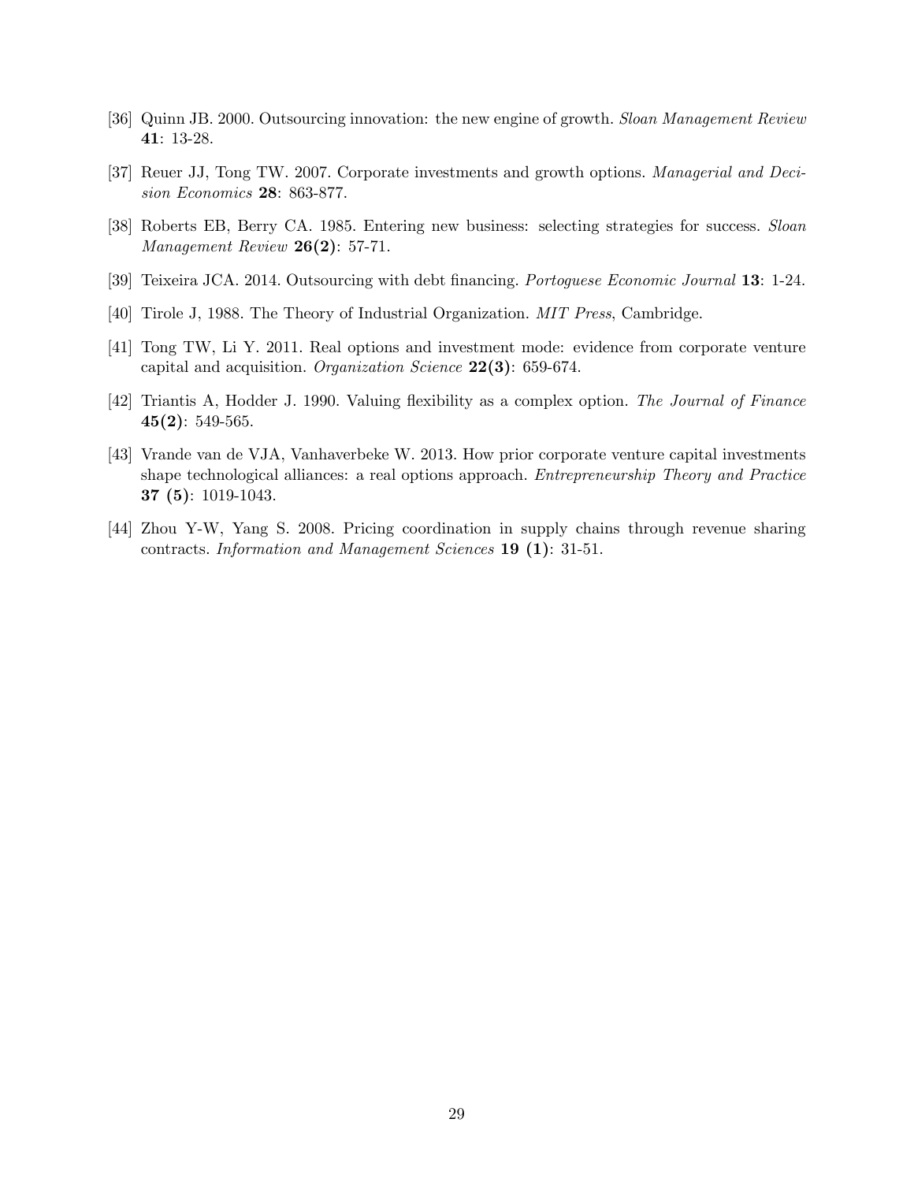[36] Quinn JB. 2000. Outsourcing innovation: the new engine of growth. *Sloan Management Review* **41**: 13-28.

[37] Reuer JJ, Tong TW. 2007. Corporate investments and growth options. *Managerial and Decision Economics* **28**: 863-877.

[38] Roberts EB, Berry CA. 1985. Entering new business: selecting strategies for success. *Sloan Management Review* **26(2)**: 57-71.

[39] Teixeira JCA. 2014. Outsourcing with debt financing. *Portoguese Economic Journal* **13**: 1-24.

[40] Tirole J, 1988. The Theory of Industrial Organization. *MIT Press*, Cambridge.

[41] Tong TW, Li Y. 2011. Real options and investment mode: evidence from corporate venture capital and acquisition. *Organization Science* **22(3)**: 659-674.

[42] Triantis A, Hodder J. 1990. Valuing flexibility as a complex option. *The Journal of Finance* **45(2)**: 549-565.

[43] Vrande van de VJA, Vanhaverbeke W. 2013. How prior corporate venture capital investments shape technological alliances: a real options approach. *Entrepreneurship Theory and Practice* **37 (5)**: 1019-1043.

[44] Zhou Y-W, Yang S. 2008. Pricing coordination in supply chains through revenue sharing contracts. *Information and Management Sciences* **19 (1)**: 31-51.